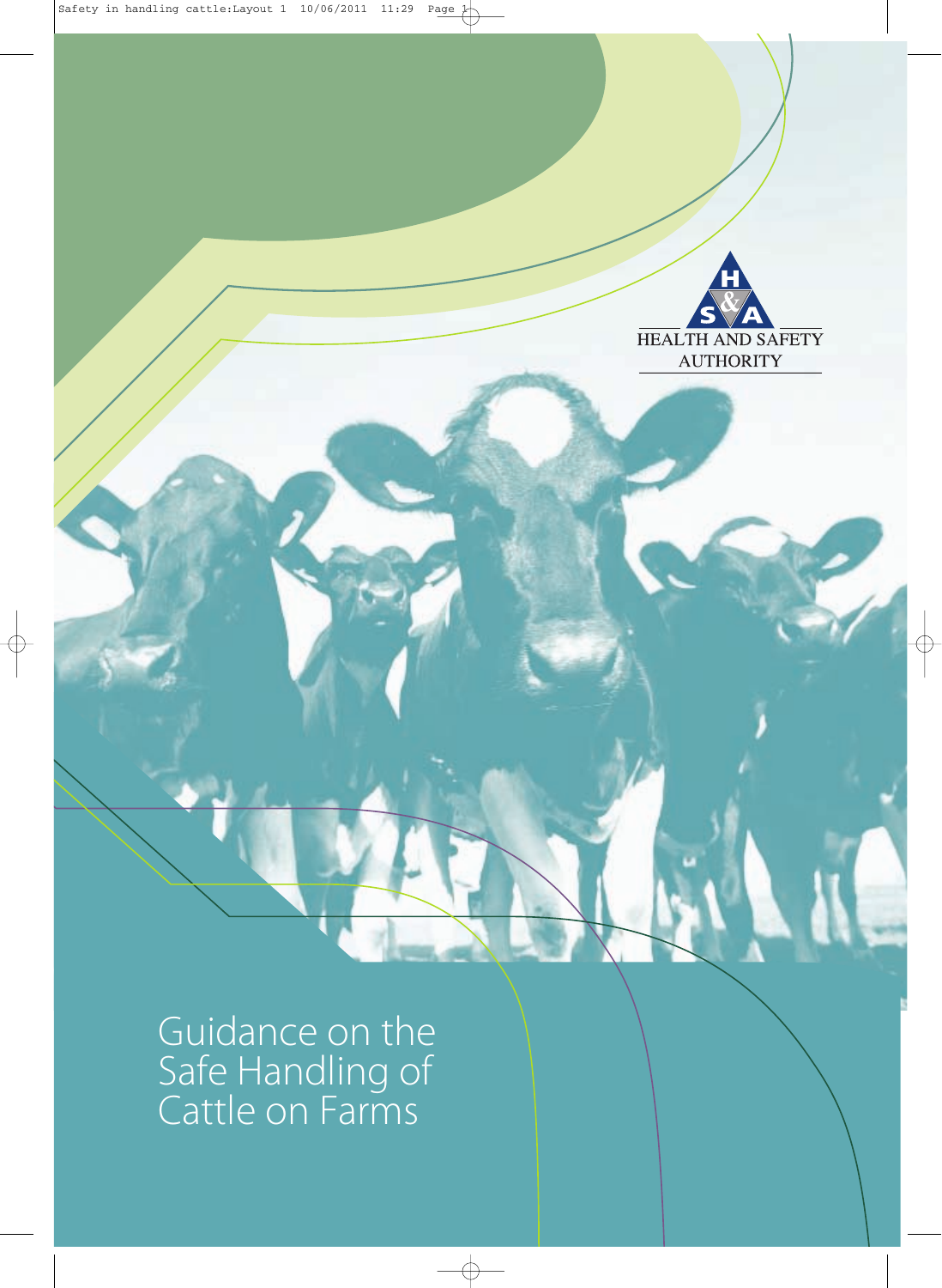HEALTH AND SAFETY AUTHORITY

# Guidance on the Safe Handling of Cattle on Farms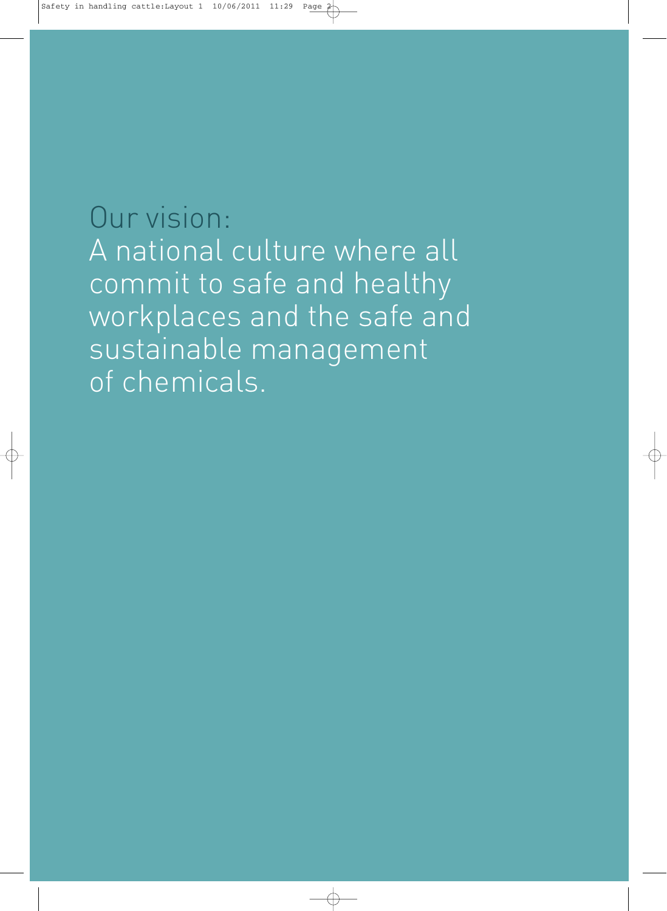Our vision:
A national culture where all commit to safe and healthy workplaces and the safe and sustainable management of chemicals.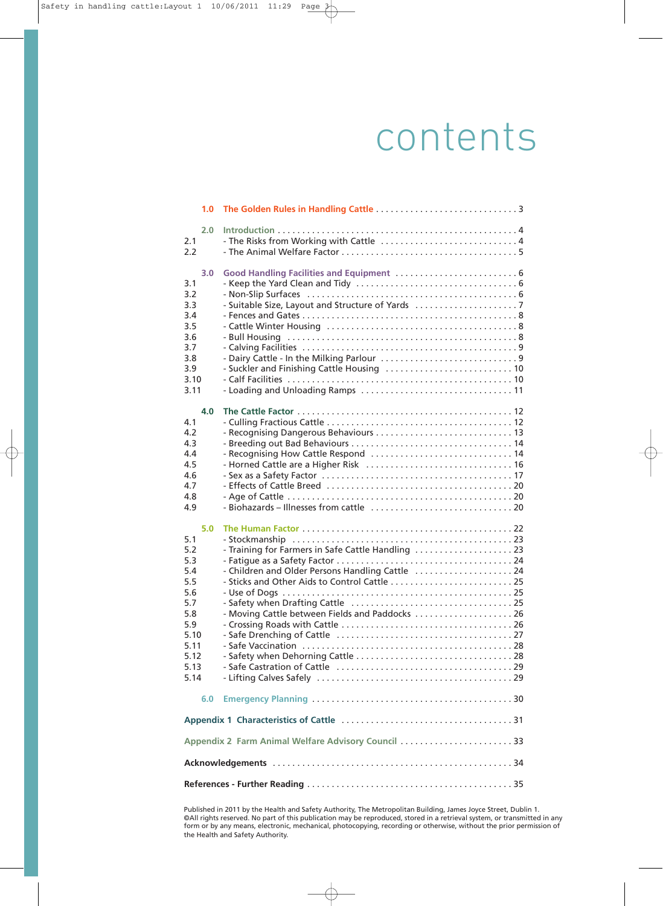# contents

| | | |
|---|---|---|
| **1.0** | **The Golden Rules in Handling Cattle** | 3 |
| **2.0** | **Introduction** | 4 |
| 2.1 | - The Risks from Working with Cattle | 4 |
| 2.2 | - The Animal Welfare Factor | 5 |
| **3.0** | **Good Handling Facilities and Equipment** | 6 |
| 3.1 | - Keep the Yard Clean and Tidy | 6 |
| 3.2 | - Non-Slip Surfaces | 6 |
| 3.3 | - Suitable Size, Layout and Structure of Yards | 7 |
| 3.4 | - Fences and Gates | 8 |
| 3.5 | - Cattle Winter Housing | 8 |
| 3.6 | - Bull Housing | 8 |
| 3.7 | - Calving Facilities | 9 |
| 3.8 | - Dairy Cattle - In the Milking Parlour | 9 |
| 3.9 | - Suckler and Finishing Cattle Housing | 10 |
| 3.10 | - Calf Facilities | 10 |
| 3.11 | - Loading and Unloading Ramps | 11 |
| **4.0** | **The Cattle Factor** | 12 |
| 4.1 | - Culling Fractious Cattle | 12 |
| 4.2 | - Recognising Dangerous Behaviours | 13 |
| 4.3 | - Breeding out Bad Behaviours | 14 |
| 4.4 | - Recognising How Cattle Respond | 14 |
| 4.5 | - Horned Cattle are a Higher Risk | 16 |
| 4.6 | - Sex as a Safety Factor | 17 |
| 4.7 | - Effects of Cattle Breed | 20 |
| 4.8 | - Age of Cattle | 20 |
| 4.9 | - Biohazards – Illnesses from cattle | 20 |
| **5.0** | **The Human Factor** | 22 |
| 5.1 | - Stockmanship | 23 |
| 5.2 | - Training for Farmers in Safe Cattle Handling | 23 |
| 5.3 | - Fatigue as a Safety Factor | 24 |
| 5.4 | - Children and Older Persons Handling Cattle | 24 |
| 5.5 | - Sticks and Other Aids to Control Cattle | 25 |
| 5.6 | - Use of Dogs | 25 |
| 5.7 | - Safety when Drafting Cattle | 25 |
| 5.8 | - Moving Cattle between Fields and Paddocks | 26 |
| 5.9 | - Crossing Roads with Cattle | 26 |
| 5.10 | - Safe Drenching of Cattle | 27 |
| 5.11 | - Safe Vaccination | 28 |
| 5.12 | - Safety when Dehorning Cattle | 28 |
| 5.13 | - Safe Castration of Cattle | 29 |
| 5.14 | - Lifting Calves Safely | 29 |
| **6.0** | **Emergency Planning** | 30 |
| **Appendix 1** | **Characteristics of Cattle** | 31 |
| **Appendix 2** | **Farm Animal Welfare Advisory Council** | 33 |
| **Acknowledgements** | | 34 |
| **References - Further Reading** | | 35 |

Published in 2011 by the Health and Safety Authority, The Metropolitan Building, James Joyce Street, Dublin 1.
©All rights reserved. No part of this publication may be reproduced, stored in a retrieval system, or transmitted in any form or by any means, electronic, mechanical, photocopying, recording or otherwise, without the prior permission of the Health and Safety Authority.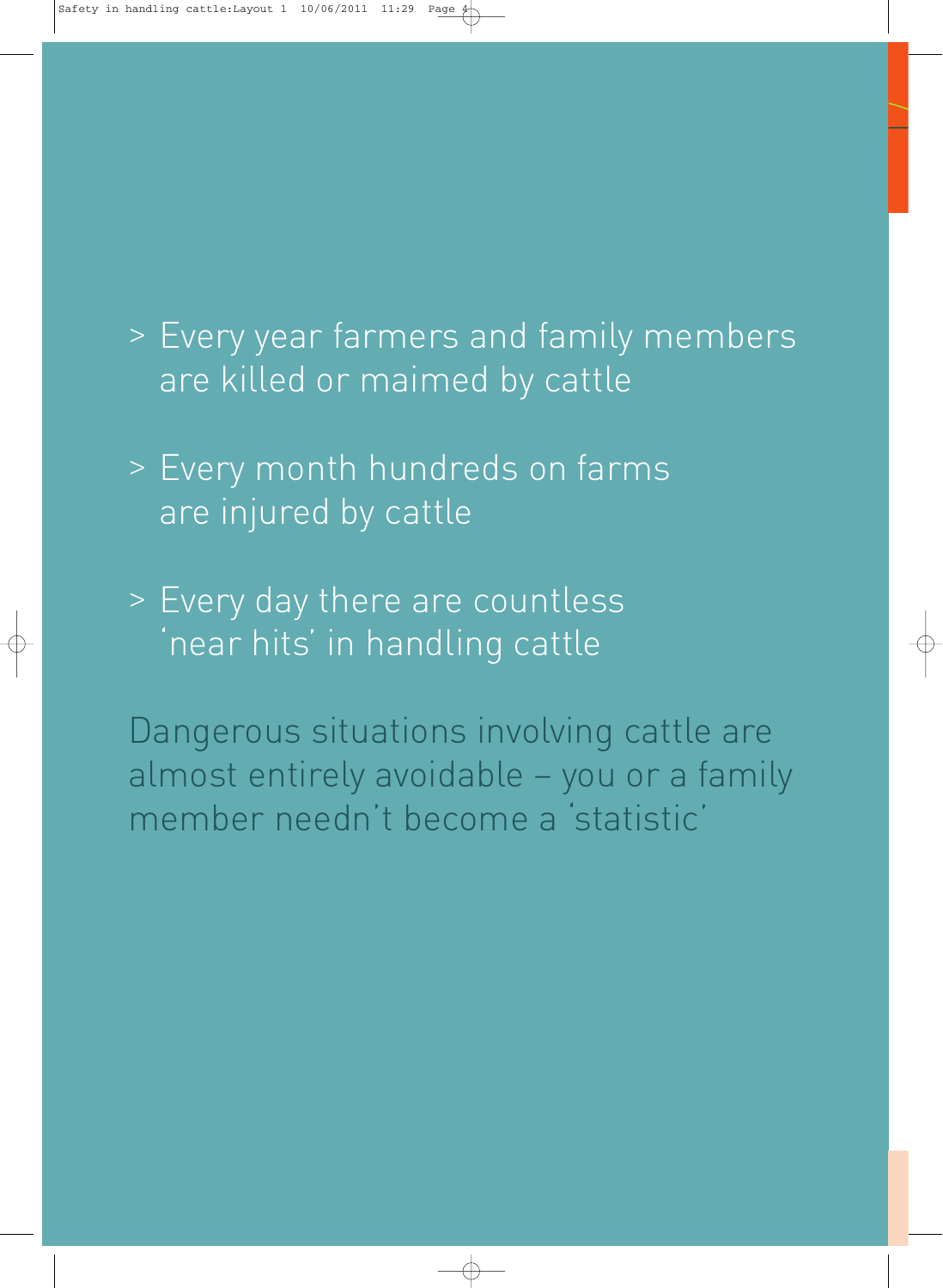> Every year farmers and family members are killed or maimed by cattle

> Every month hundreds on farms are injured by cattle

> Every day there are countless 'near hits' in handling cattle

Dangerous situations involving cattle are almost entirely avoidable – you or a family member needn't become a 'statistic'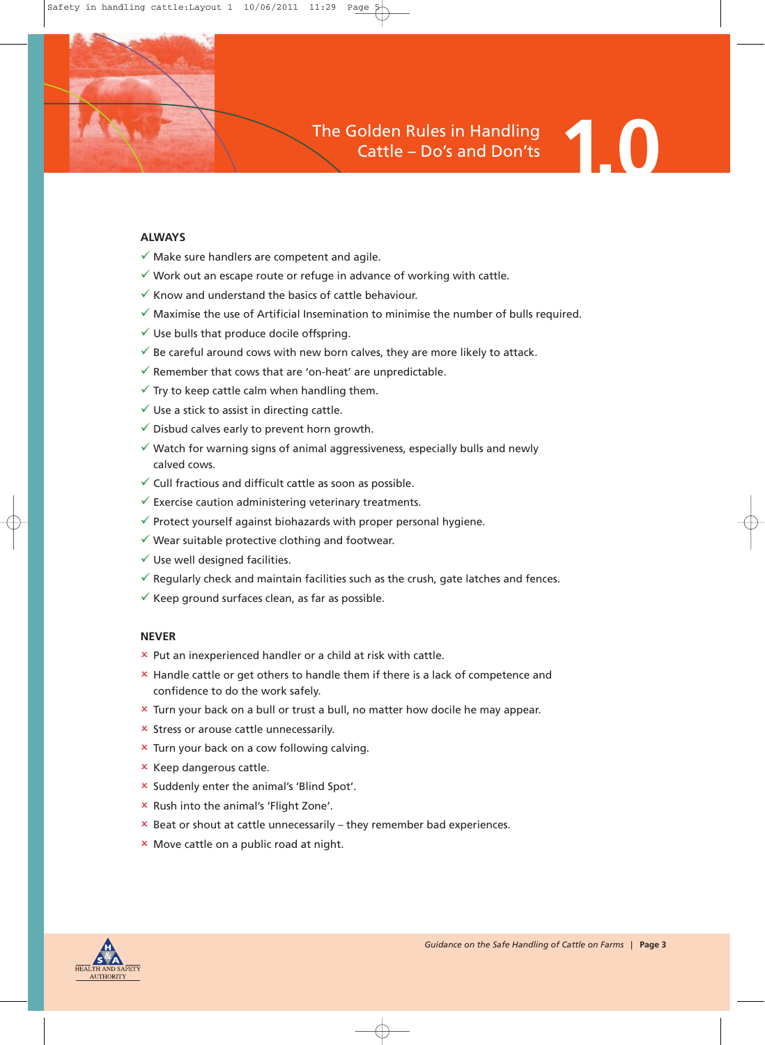# 1.0 The Golden Rules in Handling Cattle – Do's and Don'ts

**ALWAYS**

- ✓ Make sure handlers are competent and agile.
- ✓ Work out an escape route or refuge in advance of working with cattle.
- ✓ Know and understand the basics of cattle behaviour.
- ✓ Maximise the use of Artificial Insemination to minimise the number of bulls required.
- ✓ Use bulls that produce docile offspring.
- ✓ Be careful around cows with new born calves, they are more likely to attack.
- ✓ Remember that cows that are 'on-heat' are unpredictable.
- ✓ Try to keep cattle calm when handling them.
- ✓ Use a stick to assist in directing cattle.
- ✓ Disbud calves early to prevent horn growth.
- ✓ Watch for warning signs of animal aggressiveness, especially bulls and newly calved cows.
- ✓ Cull fractious and difficult cattle as soon as possible.
- ✓ Exercise caution administering veterinary treatments.
- ✓ Protect yourself against biohazards with proper personal hygiene.
- ✓ Wear suitable protective clothing and footwear.
- ✓ Use well designed facilities.
- ✓ Regularly check and maintain facilities such as the crush, gate latches and fences.
- ✓ Keep ground surfaces clean, as far as possible.

**NEVER**

- × Put an inexperienced handler or a child at risk with cattle.
- × Handle cattle or get others to handle them if there is a lack of competence and confidence to do the work safely.
- × Turn your back on a bull or trust a bull, no matter how docile he may appear.
- × Stress or arouse cattle unnecessarily.
- × Turn your back on a cow following calving.
- × Keep dangerous cattle.
- × Suddenly enter the animal's 'Blind Spot'.
- × Rush into the animal's 'Flight Zone'.
- × Beat or shout at cattle unnecessarily – they remember bad experiences.
- × Move cattle on a public road at night.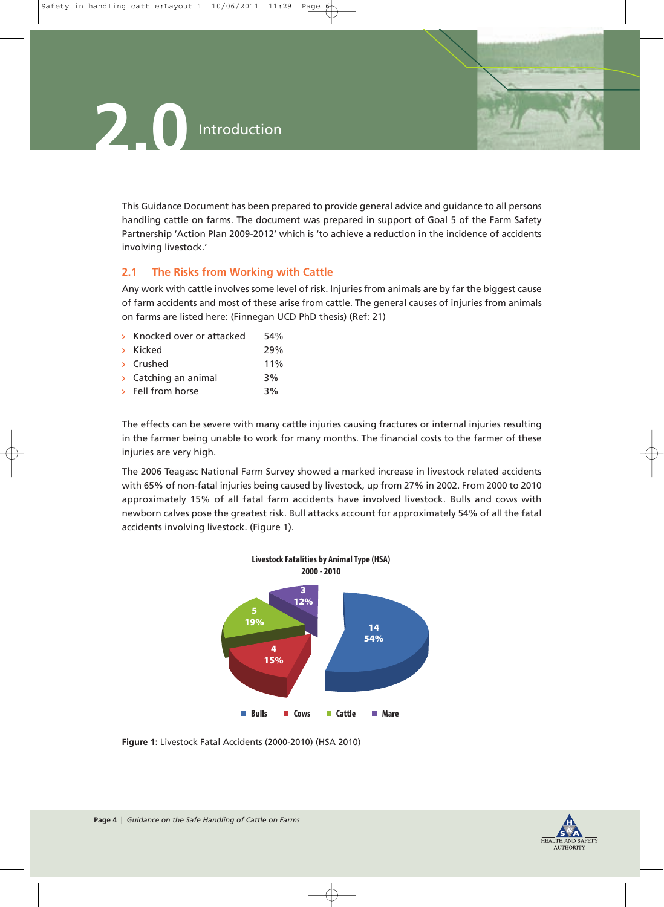# 2.0 Introduction

This Guidance Document has been prepared to provide general advice and guidance to all persons handling cattle on farms. The document was prepared in support of Goal 5 of the Farm Safety Partnership 'Action Plan 2009-2012' which is 'to achieve a reduction in the incidence of accidents involving livestock.'

## 2.1 The Risks from Working with Cattle

Any work with cattle involves some level of risk. Injuries from animals are by far the biggest cause of farm accidents and most of these arise from cattle. The general causes of injuries from animals on farms are listed here: (Finnegan UCD PhD thesis) (Ref: 21)

- Knocked over or attacked 54%
- Kicked 29%
- Crushed 11%
- Catching an animal 3%
- Fell from horse 3%

The effects can be severe with many cattle injuries causing fractures or internal injuries resulting in the farmer being unable to work for many months. The financial costs to the farmer of these injuries are very high.

The 2006 Teagasc National Farm Survey showed a marked increase in livestock related accidents with 65% of non-fatal injuries being caused by livestock, up from 27% in 2002. From 2000 to 2010 approximately 15% of all fatal farm accidents have involved livestock. Bulls and cows with newborn calves pose the greatest risk. Bull attacks account for approximately 54% of all the fatal accidents involving livestock. (Figure 1).

**Livestock Fatalities by Animal Type (HSA) 2000 - 2010**

| Animal Type | Number | Percentage |
|---|---|---|
| Bulls | 14 | 54% |
| Cows | 4 | 15% |
| Cattle | 5 | 19% |
| Mare | 3 | 12% |

**Figure 1:** Livestock Fatal Accidents (2000-2010) (HSA 2010)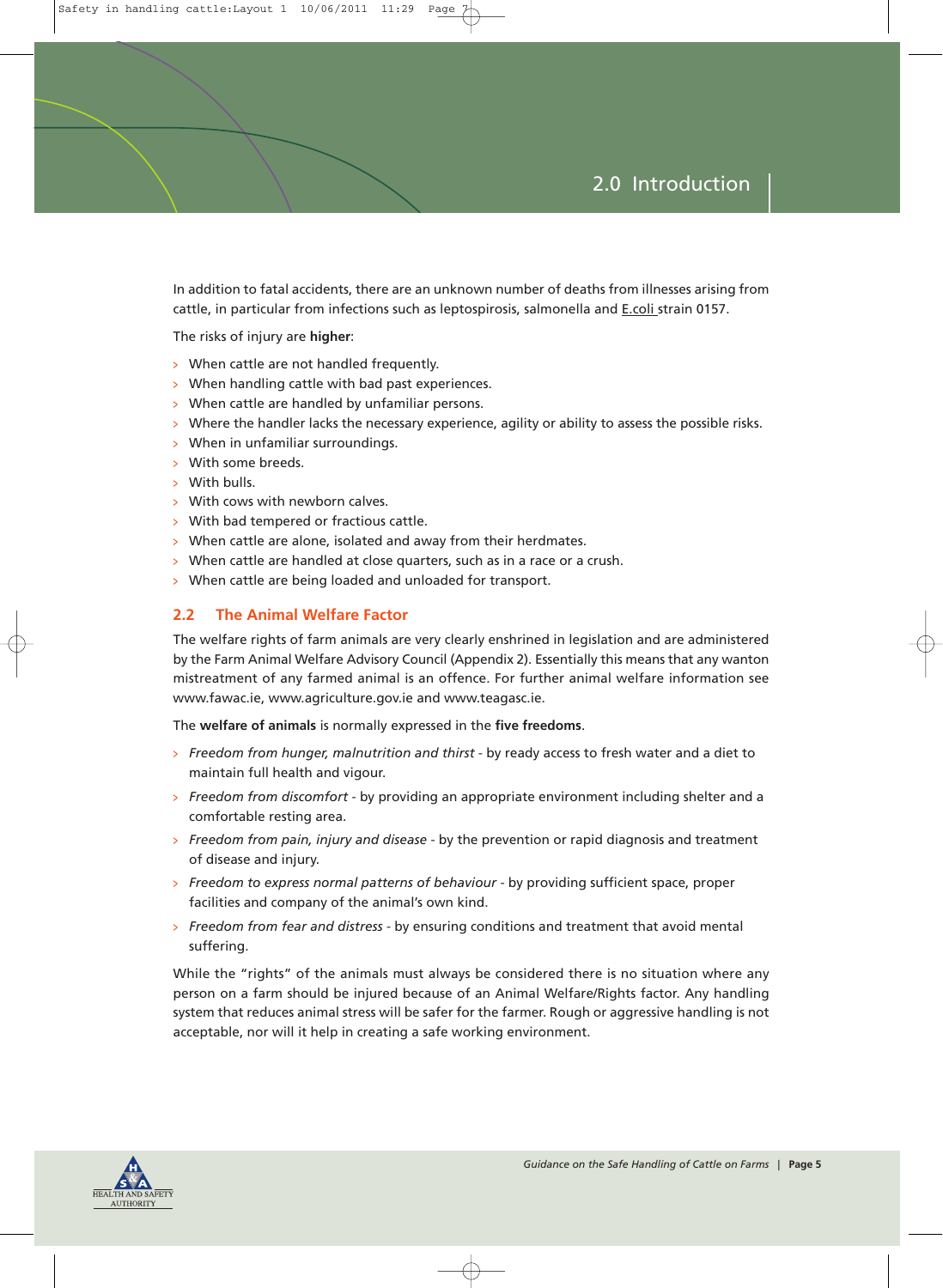# 2.0 Introduction

In addition to fatal accidents, there are an unknown number of deaths from illnesses arising from cattle, in particular from infections such as leptospirosis, salmonella and E.coli strain 0157.

The risks of injury are **higher**:

- When cattle are not handled frequently.
- When handling cattle with bad past experiences.
- When cattle are handled by unfamiliar persons.
- Where the handler lacks the necessary experience, agility or ability to assess the possible risks.
- When in unfamiliar surroundings.
- With some breeds.
- With bulls.
- With cows with newborn calves.
- With bad tempered or fractious cattle.
- When cattle are alone, isolated and away from their herdmates.
- When cattle are handled at close quarters, such as in a race or a crush.
- When cattle are being loaded and unloaded for transport.

## 2.2 The Animal Welfare Factor

The welfare rights of farm animals are very clearly enshrined in legislation and are administered by the Farm Animal Welfare Advisory Council (Appendix 2). Essentially this means that any wanton mistreatment of any farmed animal is an offence. For further animal welfare information see www.fawac.ie, www.agriculture.gov.ie and www.teagasc.ie.

The **welfare of animals** is normally expressed in the **five freedoms**.

- *Freedom from hunger, malnutrition and thirst* - by ready access to fresh water and a diet to maintain full health and vigour.
- *Freedom from discomfort* - by providing an appropriate environment including shelter and a comfortable resting area.
- *Freedom from pain, injury and disease* - by the prevention or rapid diagnosis and treatment of disease and injury.
- *Freedom to express normal patterns of behaviour* - by providing sufficient space, proper facilities and company of the animal's own kind.
- *Freedom from fear and distress* - by ensuring conditions and treatment that avoid mental suffering.

While the "rights" of the animals must always be considered there is no situation where any person on a farm should be injured because of an Animal Welfare/Rights factor. Any handling system that reduces animal stress will be safer for the farmer. Rough or aggressive handling is not acceptable, nor will it help in creating a safe working environment.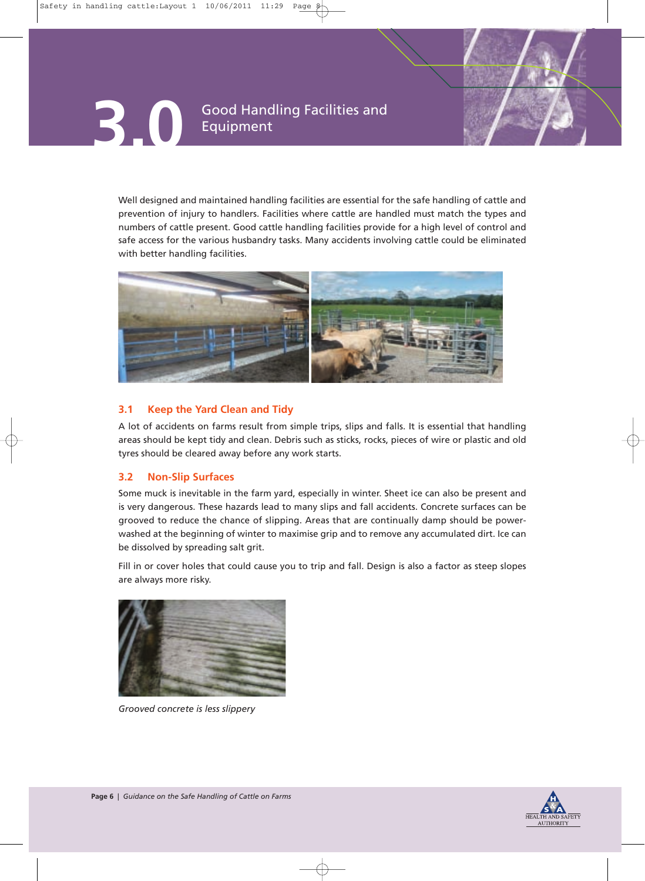# 3.0 Good Handling Facilities and Equipment

Well designed and maintained handling facilities are essential for the safe handling of cattle and prevention of injury to handlers. Facilities where cattle are handled must match the types and numbers of cattle present. Good cattle handling facilities provide for a high level of control and safe access for the various husbandry tasks. Many accidents involving cattle could be eliminated with better handling facilities.

## 3.1 Keep the Yard Clean and Tidy

A lot of accidents on farms result from simple trips, slips and falls. It is essential that handling areas should be kept tidy and clean. Debris such as sticks, rocks, pieces of wire or plastic and old tyres should be cleared away before any work starts.

## 3.2 Non-Slip Surfaces

Some muck is inevitable in the farm yard, especially in winter. Sheet ice can also be present and is very dangerous. These hazards lead to many slips and fall accidents. Concrete surfaces can be grooved to reduce the chance of slipping. Areas that are continually damp should be power-washed at the beginning of winter to maximise grip and to remove any accumulated dirt. Ice can be dissolved by spreading salt grit.

Fill in or cover holes that could cause you to trip and fall. Design is also a factor as steep slopes are always more risky.

*Grooved concrete is less slippery*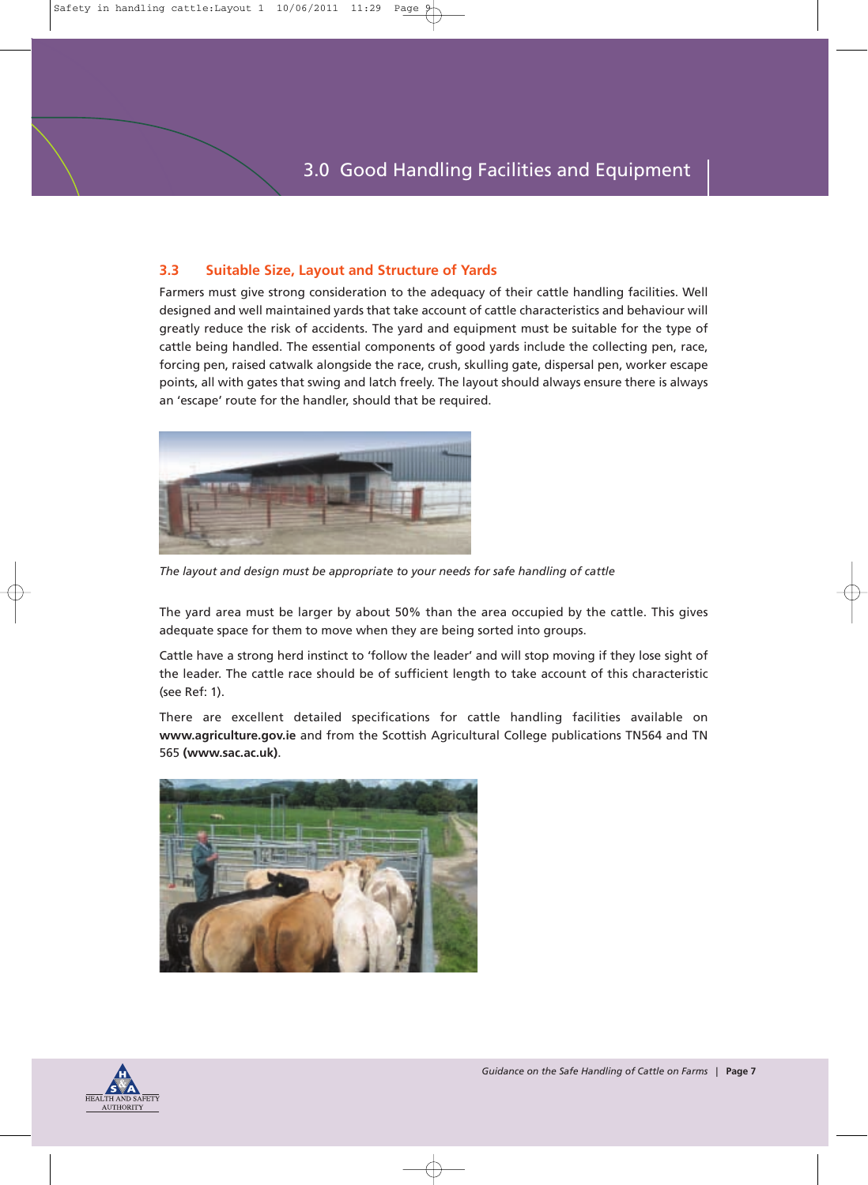## 3.0 Good Handling Facilities and Equipment

### 3.3 Suitable Size, Layout and Structure of Yards

Farmers must give strong consideration to the adequacy of their cattle handling facilities. Well designed and well maintained yards that take account of cattle characteristics and behaviour will greatly reduce the risk of accidents. The yard and equipment must be suitable for the type of cattle being handled. The essential components of good yards include the collecting pen, race, forcing pen, raised catwalk alongside the race, crush, skulling gate, dispersal pen, worker escape points, all with gates that swing and latch freely. The layout should always ensure there is always an 'escape' route for the handler, should that be required.

*The layout and design must be appropriate to your needs for safe handling of cattle*

The yard area must be larger by about 50% than the area occupied by the cattle. This gives adequate space for them to move when they are being sorted into groups.

Cattle have a strong herd instinct to 'follow the leader' and will stop moving if they lose sight of the leader. The cattle race should be of sufficient length to take account of this characteristic (see Ref: 1).

There are excellent detailed specifications for cattle handling facilities available on **www.agriculture.gov.ie** and from the Scottish Agricultural College publications TN564 and TN 565 **(www.sac.ac.uk)**.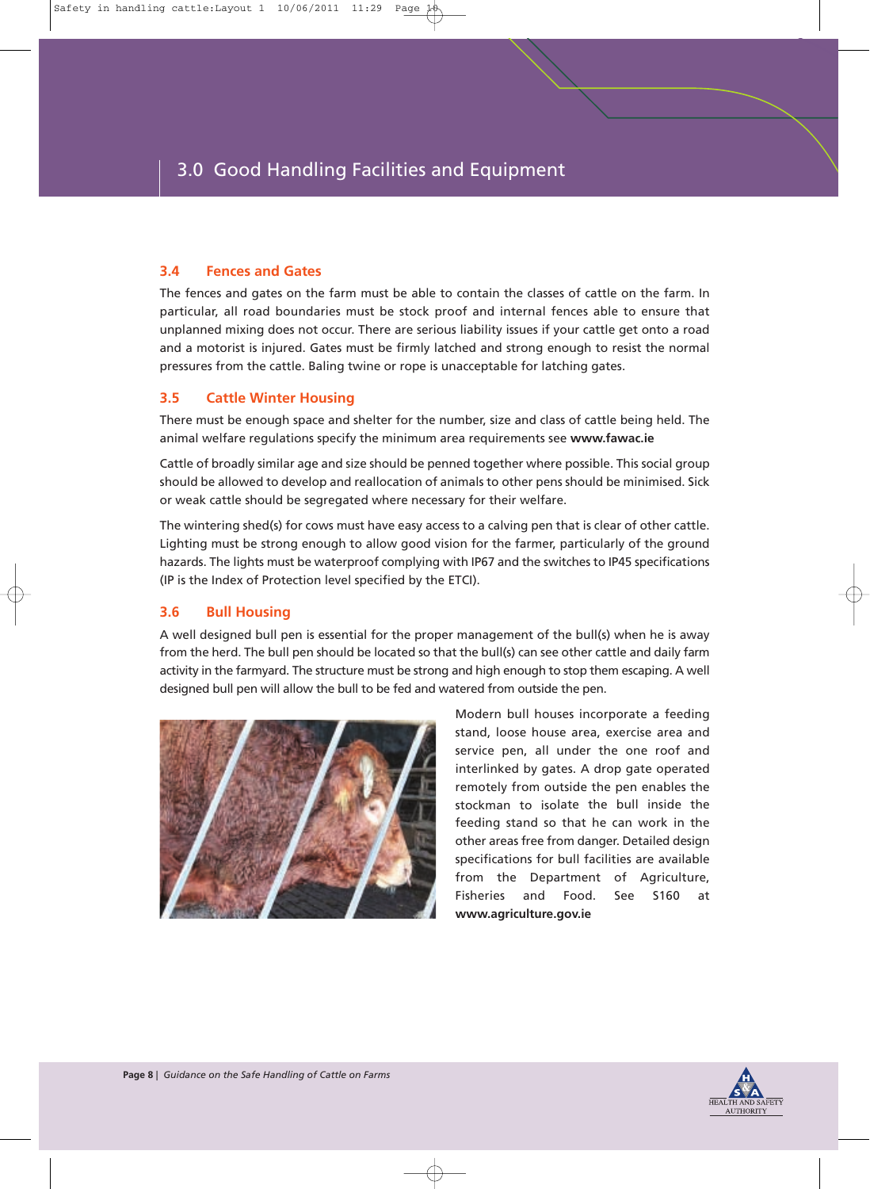## 3.0 Good Handling Facilities and Equipment

### 3.4 Fences and Gates

The fences and gates on the farm must be able to contain the classes of cattle on the farm. In particular, all road boundaries must be stock proof and internal fences able to ensure that unplanned mixing does not occur. There are serious liability issues if your cattle get onto a road and a motorist is injured. Gates must be firmly latched and strong enough to resist the normal pressures from the cattle. Baling twine or rope is unacceptable for latching gates.

### 3.5 Cattle Winter Housing

There must be enough space and shelter for the number, size and class of cattle being held. The animal welfare regulations specify the minimum area requirements see **www.fawac.ie**

Cattle of broadly similar age and size should be penned together where possible. This social group should be allowed to develop and reallocation of animals to other pens should be minimised. Sick or weak cattle should be segregated where necessary for their welfare.

The wintering shed(s) for cows must have easy access to a calving pen that is clear of other cattle. Lighting must be strong enough to allow good vision for the farmer, particularly of the ground hazards. The lights must be waterproof complying with IP67 and the switches to IP45 specifications (IP is the Index of Protection level specified by the ETCI).

### 3.6 Bull Housing

A well designed bull pen is essential for the proper management of the bull(s) when he is away from the herd. The bull pen should be located so that the bull(s) can see other cattle and daily farm activity in the farmyard. The structure must be strong and high enough to stop them escaping. A well designed bull pen will allow the bull to be fed and watered from outside the pen.

Modern bull houses incorporate a feeding stand, loose house area, exercise area and service pen, all under the one roof and interlinked by gates. A drop gate operated remotely from outside the pen enables the stockman to isolate the bull inside the feeding stand so that he can work in the other areas free from danger. Detailed design specifications for bull facilities are available from the Department of Agriculture, Fisheries and Food. See S160 at **www.agriculture.gov.ie**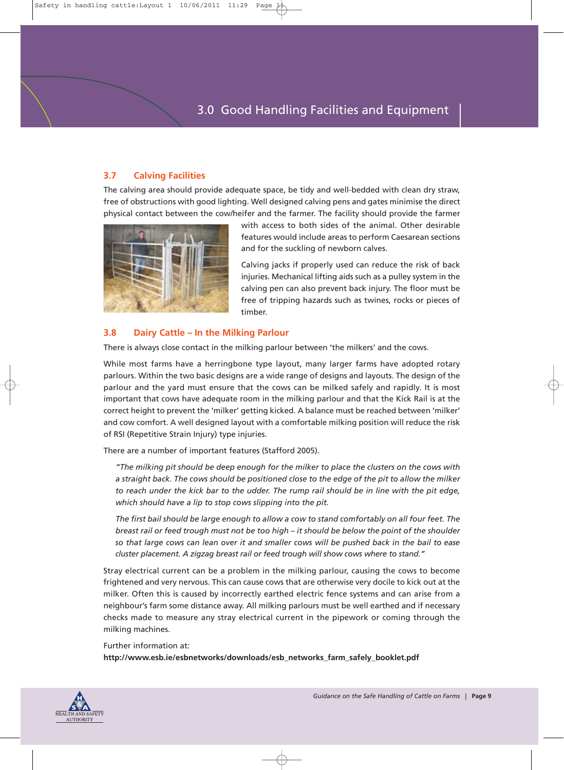## 3.0 Good Handling Facilities and Equipment

### 3.7 Calving Facilities

The calving area should provide adequate space, be tidy and well-bedded with clean dry straw, free of obstructions with good lighting. Well designed calving pens and gates minimise the direct physical contact between the cow/heifer and the farmer. The facility should provide the farmer with access to both sides of the animal. Other desirable features would include areas to perform Caesarean sections and for the suckling of newborn calves.

Calving jacks if properly used can reduce the risk of back injuries. Mechanical lifting aids such as a pulley system in the calving pen can also prevent back injury. The floor must be free of tripping hazards such as twines, rocks or pieces of timber.

### 3.8 Dairy Cattle – In the Milking Parlour

There is always close contact in the milking parlour between 'the milkers' and the cows.

While most farms have a herringbone type layout, many larger farms have adopted rotary parlours. Within the two basic designs are a wide range of designs and layouts. The design of the parlour and the yard must ensure that the cows can be milked safely and rapidly. It is most important that cows have adequate room in the milking parlour and that the Kick Rail is at the correct height to prevent the 'milker' getting kicked. A balance must be reached between 'milker' and cow comfort. A well designed layout with a comfortable milking position will reduce the risk of RSI (Repetitive Strain Injury) type injuries.

There are a number of important features (Stafford 2005).

> *"The milking pit should be deep enough for the milker to place the clusters on the cows with a straight back. The cows should be positioned close to the edge of the pit to allow the milker to reach under the kick bar to the udder. The rump rail should be in line with the pit edge, which should have a lip to stop cows slipping into the pit.*
>
> *The first bail should be large enough to allow a cow to stand comfortably on all four feet. The breast rail or feed trough must not be too high – it should be below the point of the shoulder so that large cows can lean over it and smaller cows will be pushed back in the bail to ease cluster placement. A zigzag breast rail or feed trough will show cows where to stand."*

Stray electrical current can be a problem in the milking parlour, causing the cows to become frightened and very nervous. This can cause cows that are otherwise very docile to kick out at the milker. Often this is caused by incorrectly earthed electric fence systems and can arise from a neighbour's farm some distance away. All milking parlours must be well earthed and if necessary checks made to measure any stray electrical current in the pipework or coming through the milking machines.

Further information at:
**http://www.esb.ie/esbnetworks/downloads/esb_networks_farm_safely_booklet.pdf**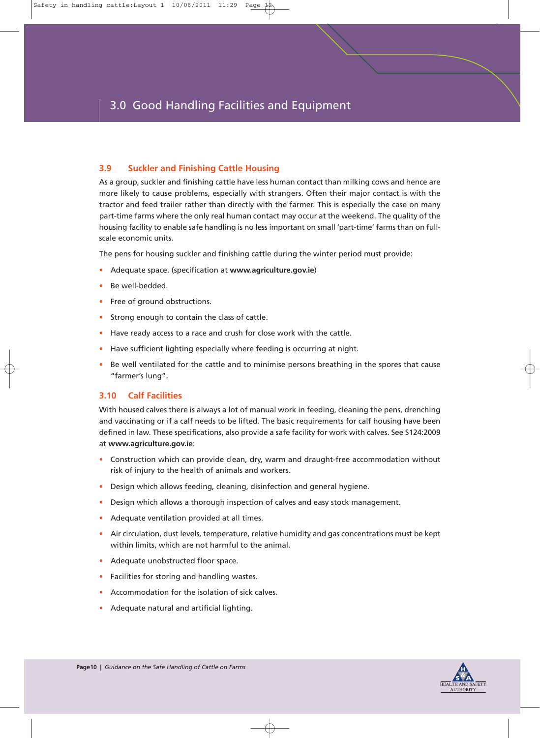# 3.0 Good Handling Facilities and Equipment

## 3.9 Suckler and Finishing Cattle Housing

As a group, suckler and finishing cattle have less human contact than milking cows and hence are more likely to cause problems, especially with strangers. Often their major contact is with the tractor and feed trailer rather than directly with the farmer. This is especially the case on many part-time farms where the only real human contact may occur at the weekend. The quality of the housing facility to enable safe handling is no less important on small 'part-time' farms than on full-scale economic units.

The pens for housing suckler and finishing cattle during the winter period must provide:

- Adequate space. (specification at **www.agriculture.gov.ie**)
- Be well-bedded.
- Free of ground obstructions.
- Strong enough to contain the class of cattle.
- Have ready access to a race and crush for close work with the cattle.
- Have sufficient lighting especially where feeding is occurring at night.
- Be well ventilated for the cattle and to minimise persons breathing in the spores that cause "farmer's lung".

## 3.10 Calf Facilities

With housed calves there is always a lot of manual work in feeding, cleaning the pens, drenching and vaccinating or if a calf needs to be lifted. The basic requirements for calf housing have been defined in law. These specifications, also provide a safe facility for work with calves. See S124:2009 at **www.agriculture.gov.ie**:

- Construction which can provide clean, dry, warm and draught-free accommodation without risk of injury to the health of animals and workers.
- Design which allows feeding, cleaning, disinfection and general hygiene.
- Design which allows a thorough inspection of calves and easy stock management.
- Adequate ventilation provided at all times.
- Air circulation, dust levels, temperature, relative humidity and gas concentrations must be kept within limits, which are not harmful to the animal.
- Adequate unobstructed floor space.
- Facilities for storing and handling wastes.
- Accommodation for the isolation of sick calves.
- Adequate natural and artificial lighting.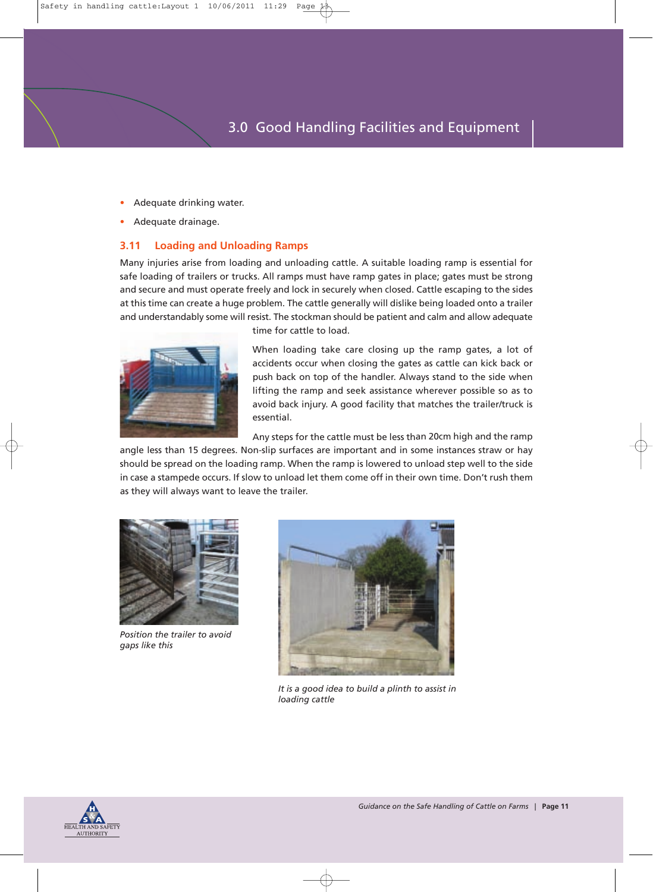- Adequate drinking water.
- Adequate drainage.

### 3.11 Loading and Unloading Ramps

Many injuries arise from loading and unloading cattle. A suitable loading ramp is essential for safe loading of trailers or trucks. All ramps must have ramp gates in place; gates must be strong and secure and must operate freely and lock in securely when closed. Cattle escaping to the sides at this time can create a huge problem. The cattle generally will dislike being loaded onto a trailer and understandably some will resist. The stockman should be patient and calm and allow adequate time for cattle to load.

When loading take care closing up the ramp gates, a lot of accidents occur when closing the gates as cattle can kick back or push back on top of the handler. Always stand to the side when lifting the ramp and seek assistance wherever possible so as to avoid back injury. A good facility that matches the trailer/truck is essential.

Any steps for the cattle must be less than 20cm high and the ramp angle less than 15 degrees. Non-slip surfaces are important and in some instances straw or hay should be spread on the loading ramp. When the ramp is lowered to unload step well to the side in case a stampede occurs. If slow to unload let them come off in their own time. Don't rush them as they will always want to leave the trailer.

*Position the trailer to avoid gaps like this*

*It is a good idea to build a plinth to assist in loading cattle*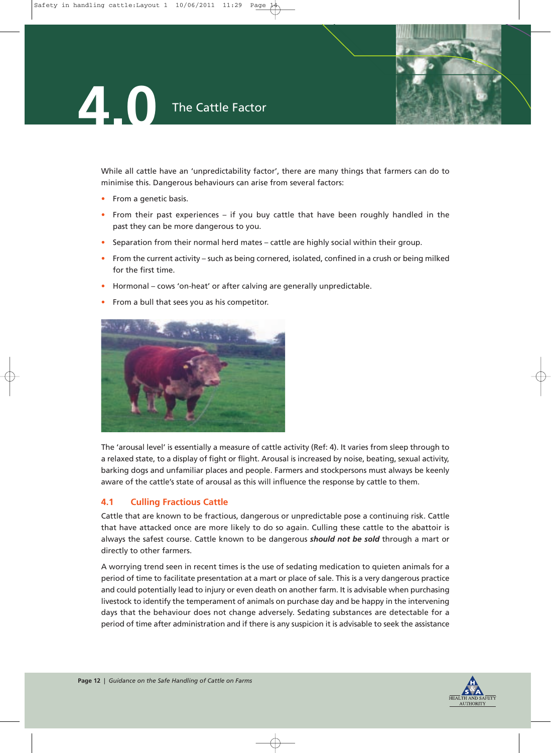# 4.0 The Cattle Factor

While all cattle have an 'unpredictability factor', there are many things that farmers can do to minimise this. Dangerous behaviours can arise from several factors:

- From a genetic basis.
- From their past experiences – if you buy cattle that have been roughly handled in the past they can be more dangerous to you.
- Separation from their normal herd mates – cattle are highly social within their group.
- From the current activity – such as being cornered, isolated, confined in a crush or being milked for the first time.
- Hormonal – cows 'on-heat' or after calving are generally unpredictable.
- From a bull that sees you as his competitor.

The 'arousal level' is essentially a measure of cattle activity (Ref: 4). It varies from sleep through to a relaxed state, to a display of fight or flight. Arousal is increased by noise, beating, sexual activity, barking dogs and unfamiliar places and people. Farmers and stockpersons must always be keenly aware of the cattle's state of arousal as this will influence the response by cattle to them.

## 4.1 Culling Fractious Cattle

Cattle that are known to be fractious, dangerous or unpredictable pose a continuing risk. Cattle that have attacked once are more likely to do so again. Culling these cattle to the abattoir is always the safest course. Cattle known to be dangerous ***should not be sold*** through a mart or directly to other farmers.

A worrying trend seen in recent times is the use of sedating medication to quieten animals for a period of time to facilitate presentation at a mart or place of sale. This is a very dangerous practice and could potentially lead to injury or even death on another farm. It is advisable when purchasing livestock to identify the temperament of animals on purchase day and be happy in the intervening days that the behaviour does not change adversely. Sedating substances are detectable for a period of time after administration and if there is any suspicion it is advisable to seek the assistance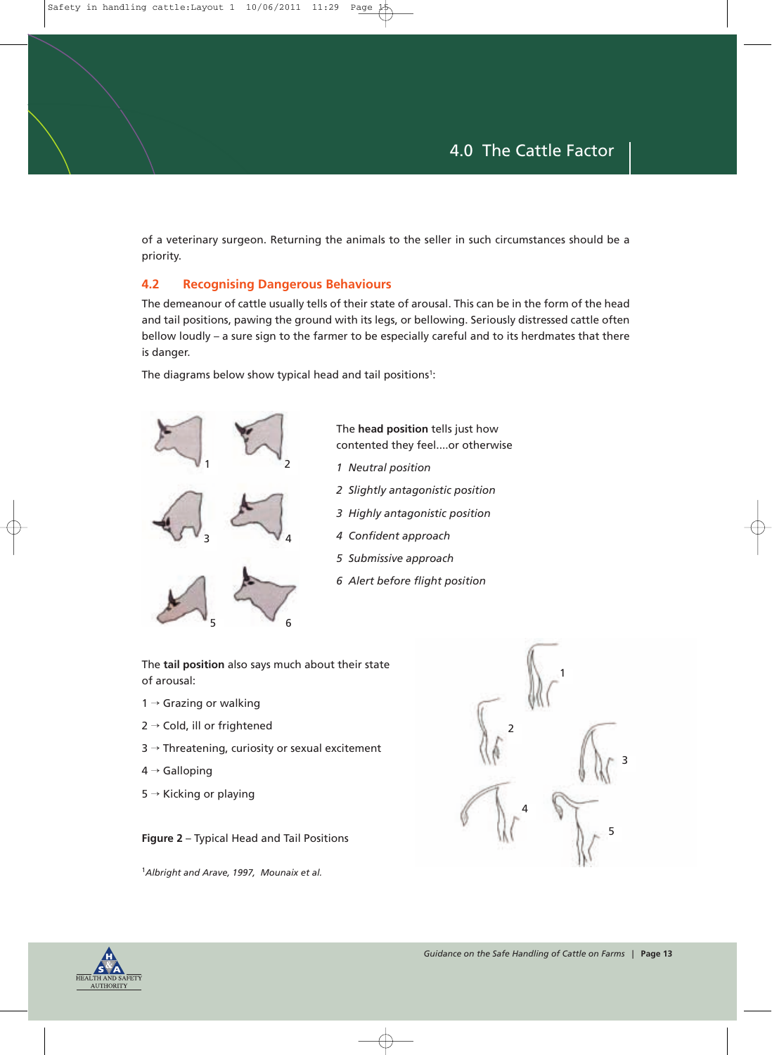of a veterinary surgeon. Returning the animals to the seller in such circumstances should be a priority.

## 4.2 Recognising Dangerous Behaviours

The demeanour of cattle usually tells of their state of arousal. This can be in the form of the head and tail positions, pawing the ground with its legs, or bellowing. Seriously distressed cattle often bellow loudly – a sure sign to the farmer to be especially careful and to its herdmates that there is danger.

The diagrams below show typical head and tail positions[1]:

The **head position** tells just how contented they feel....or otherwise

*1 Neutral position*

*2 Slightly antagonistic position*

*3 Highly antagonistic position*

*4 Confident approach*

*5 Submissive approach*

*6 Alert before flight position*

The **tail position** also says much about their state of arousal:

1 → Grazing or walking

2 → Cold, ill or frightened

3 → Threatening, curiosity or sexual excitement

4 → Galloping

5 → Kicking or playing

**Figure 2** – Typical Head and Tail Positions

[1]*Albright and Arave, 1997, Mounaix et al.*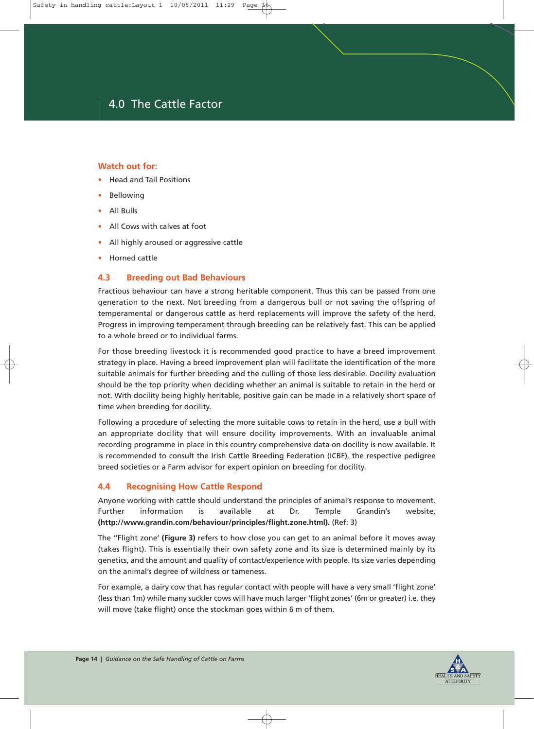# 4.0 The Cattle Factor

**Watch out for:**

- Head and Tail Positions
- Bellowing
- All Bulls
- All Cows with calves at foot
- All highly aroused or aggressive cattle
- Horned cattle

## 4.3 Breeding out Bad Behaviours

Fractious behaviour can have a strong heritable component. Thus this can be passed from one generation to the next. Not breeding from a dangerous bull or not saving the offspring of temperamental or dangerous cattle as herd replacements will improve the safety of the herd. Progress in improving temperament through breeding can be relatively fast. This can be applied to a whole breed or to individual farms.

For those breeding livestock it is recommended good practice to have a breed improvement strategy in place. Having a breed improvement plan will facilitate the identification of the more suitable animals for further breeding and the culling of those less desirable. Docility evaluation should be the top priority when deciding whether an animal is suitable to retain in the herd or not. With docility being highly heritable, positive gain can be made in a relatively short space of time when breeding for docility.

Following a procedure of selecting the more suitable cows to retain in the herd, use a bull with an appropriate docility that will ensure docility improvements. With an invaluable animal recording programme in place in this country comprehensive data on docility is now available. It is recommended to consult the Irish Cattle Breeding Federation (ICBF), the respective pedigree breed societies or a Farm advisor for expert opinion on breeding for docility.

## 4.4 Recognising How Cattle Respond

Anyone working with cattle should understand the principles of animal's response to movement. Further information is available at Dr. Temple Grandin's website, **(http://www.grandin.com/behaviour/principles/flight.zone.html).** (Ref: 3)

The ''Flight zone' **(Figure 3)** refers to how close you can get to an animal before it moves away (takes flight). This is essentially their own safety zone and its size is determined mainly by its genetics, and the amount and quality of contact/experience with people. Its size varies depending on the animal's degree of wildness or tameness.

For example, a dairy cow that has regular contact with people will have a very small 'flight zone' (less than 1m) while many suckler cows will have much larger 'flight zones' (6m or greater) i.e. they will move (take flight) once the stockman goes within 6 m of them.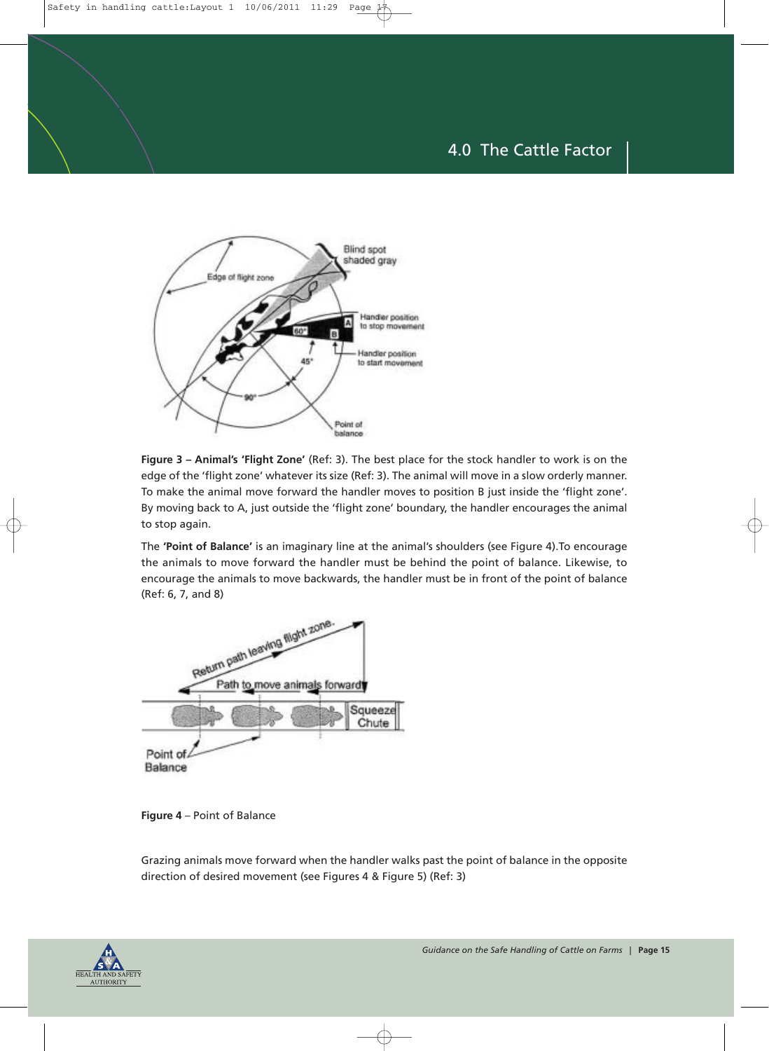# 4.0 The Cattle Factor

**Figure 3 – Animal's 'Flight Zone'** (Ref: 3). The best place for the stock handler to work is on the edge of the 'flight zone' whatever its size (Ref: 3). The animal will move in a slow orderly manner. To make the animal move forward the handler moves to position B just inside the 'flight zone'. By moving back to A, just outside the 'flight zone' boundary, the handler encourages the animal to stop again.

The **'Point of Balance'** is an imaginary line at the animal's shoulders (see Figure 4).To encourage the animals to move forward the handler must be behind the point of balance. Likewise, to encourage the animals to move backwards, the handler must be in front of the point of balance (Ref: 6, 7, and 8)

**Figure 4** – Point of Balance

Grazing animals move forward when the handler walks past the point of balance in the opposite direction of desired movement (see Figures 4 & Figure 5) (Ref: 3)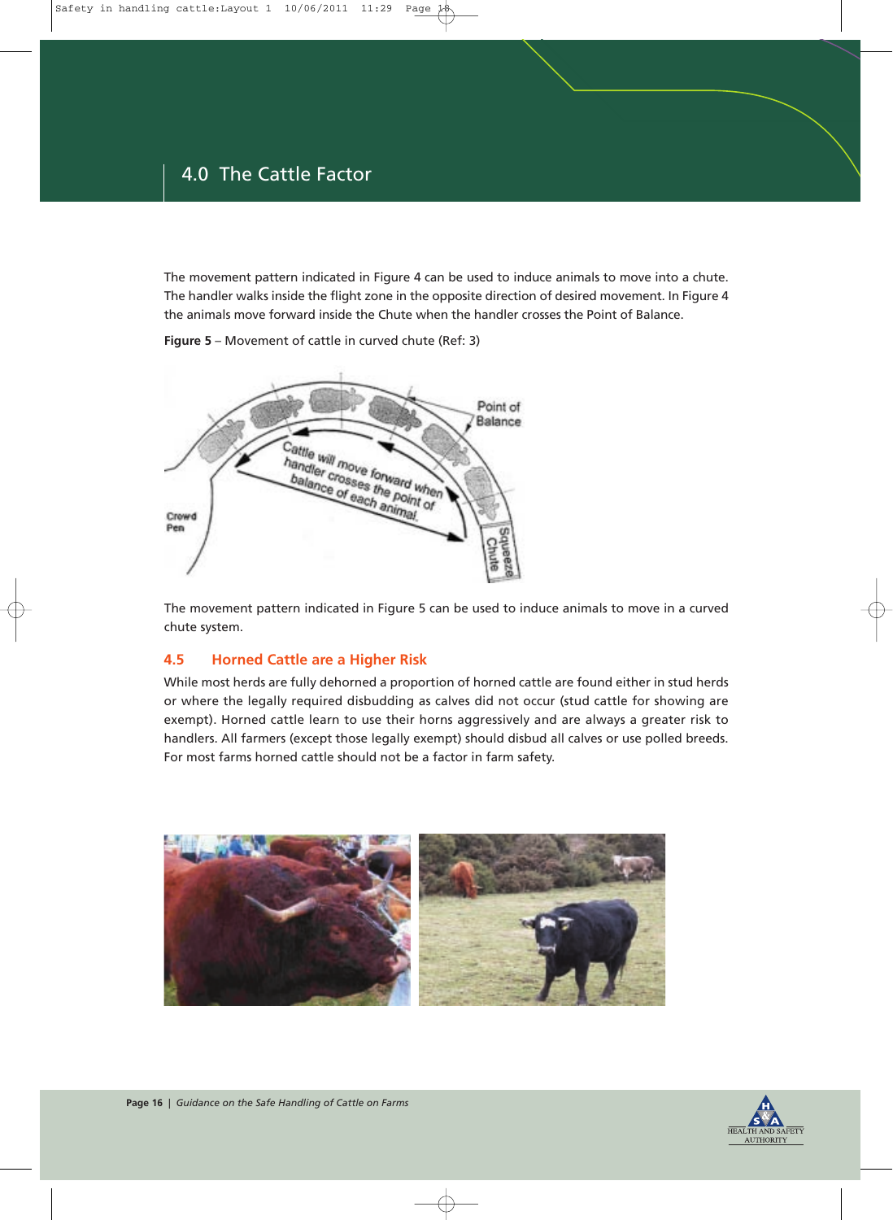## 4.0 The Cattle Factor

The movement pattern indicated in Figure 4 can be used to induce animals to move into a chute. The handler walks inside the flight zone in the opposite direction of desired movement. In Figure 4 the animals move forward inside the Chute when the handler crosses the Point of Balance.

**Figure 5** – Movement of cattle in curved chute (Ref: 3)

The movement pattern indicated in Figure 5 can be used to induce animals to move in a curved chute system.

### 4.5 Horned Cattle are a Higher Risk

While most herds are fully dehorned a proportion of horned cattle are found either in stud herds or where the legally required disbudding as calves did not occur (stud cattle for showing are exempt). Horned cattle learn to use their horns aggressively and are always a greater risk to handlers. All farmers (except those legally exempt) should disbud all calves or use polled breeds. For most farms horned cattle should not be a factor in farm safety.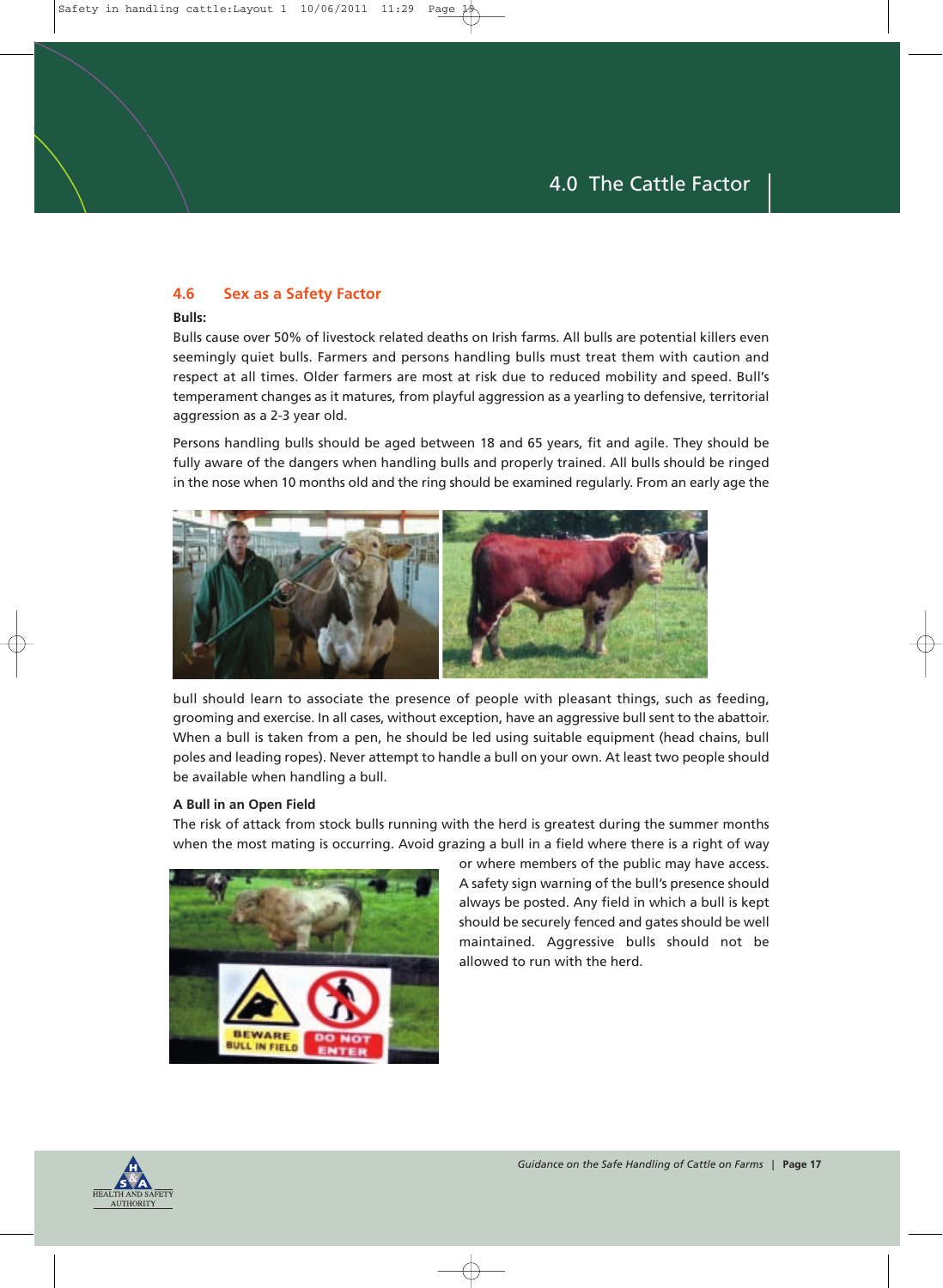## 4.6 Sex as a Safety Factor

**Bulls:**

Bulls cause over 50% of livestock related deaths on Irish farms. All bulls are potential killers even seemingly quiet bulls. Farmers and persons handling bulls must treat them with caution and respect at all times. Older farmers are most at risk due to reduced mobility and speed. Bull's temperament changes as it matures, from playful aggression as a yearling to defensive, territorial aggression as a 2-3 year old.

Persons handling bulls should be aged between 18 and 65 years, fit and agile. They should be fully aware of the dangers when handling bulls and properly trained. All bulls should be ringed in the nose when 10 months old and the ring should be examined regularly. From an early age the bull should learn to associate the presence of people with pleasant things, such as feeding, grooming and exercise. In all cases, without exception, have an aggressive bull sent to the abattoir. When a bull is taken from a pen, he should be led using suitable equipment (head chains, bull poles and leading ropes). Never attempt to handle a bull on your own. At least two people should be available when handling a bull.

**A Bull in an Open Field**

The risk of attack from stock bulls running with the herd is greatest during the summer months when the most mating is occurring. Avoid grazing a bull in a field where there is a right of way or where members of the public may have access. A safety sign warning of the bull's presence should always be posted. Any field in which a bull is kept should be securely fenced and gates should be well maintained. Aggressive bulls should not be allowed to run with the herd.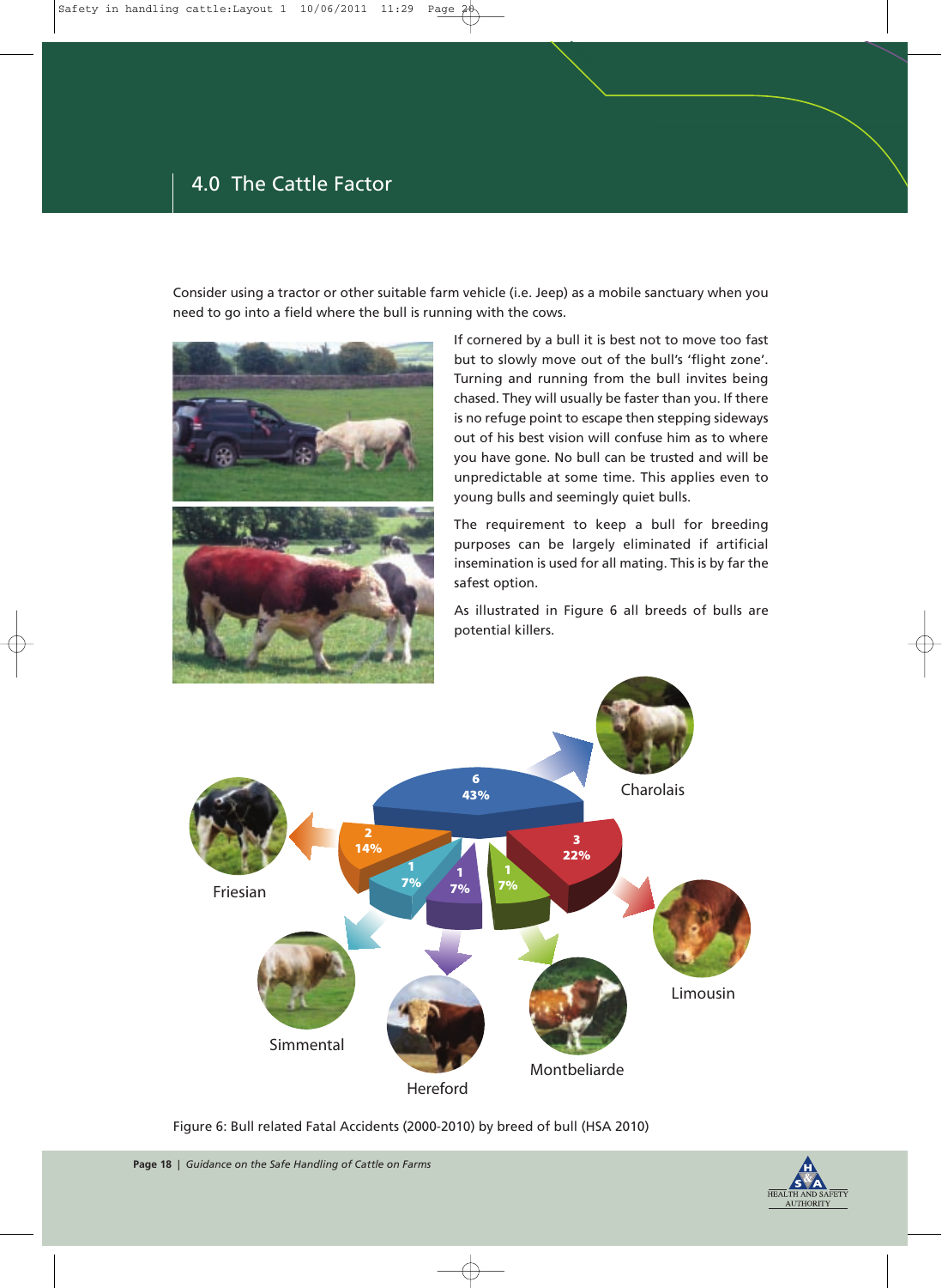# 4.0 The Cattle Factor

Consider using a tractor or other suitable farm vehicle (i.e. Jeep) as a mobile sanctuary when you need to go into a field where the bull is running with the cows.

If cornered by a bull it is best not to move too fast but to slowly move out of the bull's 'flight zone'. Turning and running from the bull invites being chased. They will usually be faster than you. If there is no refuge point to escape then stepping sideways out of his best vision will confuse him as to where you have gone. No bull can be trusted and will be unpredictable at some time. This applies even to young bulls and seemingly quiet bulls.

The requirement to keep a bull for breeding purposes can be largely eliminated if artificial insemination is used for all mating. This is by far the safest option.

As illustrated in Figure 6 all breeds of bulls are potential killers.

| Breed | Number | Percentage |
| --- | --- | --- |
| Charolais | 6 | 43% |
| Limousin | 3 | 22% |
| Friesian | 2 | 14% |
| Simmental | 1 | 7% |
| Hereford | 1 | 7% |
| Montbeliarde | 1 | 7% |

Figure 6: Bull related Fatal Accidents (2000-2010) by breed of bull (HSA 2010)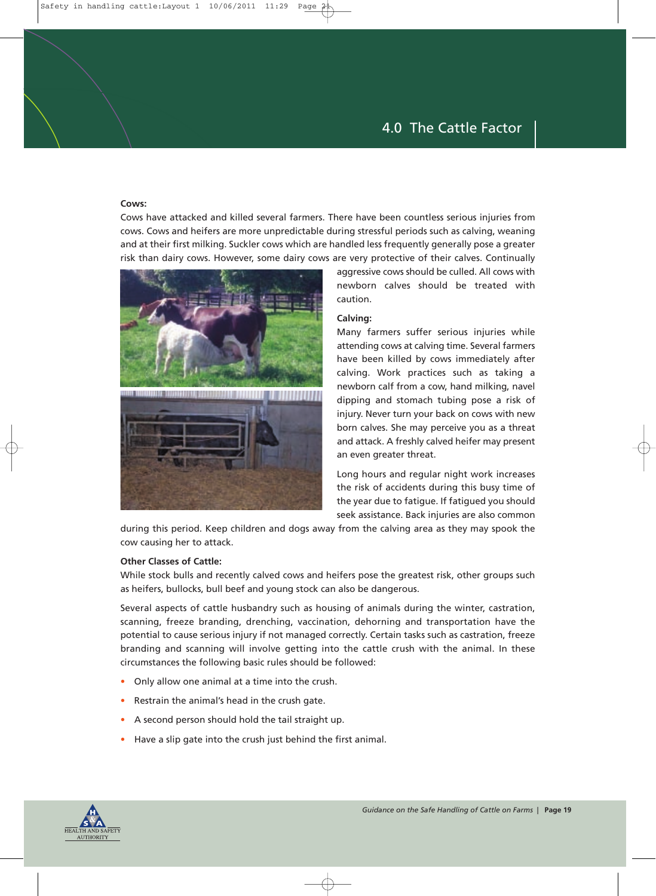# 4.0 The Cattle Factor

**Cows:**

Cows have attacked and killed several farmers. There have been countless serious injuries from cows. Cows and heifers are more unpredictable during stressful periods such as calving, weaning and at their first milking. Suckler cows which are handled less frequently generally pose a greater risk than dairy cows. However, some dairy cows are very protective of their calves. Continually aggressive cows should be culled. All cows with newborn calves should be treated with caution.

**Calving:**

Many farmers suffer serious injuries while attending cows at calving time. Several farmers have been killed by cows immediately after calving. Work practices such as taking a newborn calf from a cow, hand milking, navel dipping and stomach tubing pose a risk of injury. Never turn your back on cows with new born calves. She may perceive you as a threat and attack. A freshly calved heifer may present an even greater threat.

Long hours and regular night work increases the risk of accidents during this busy time of the year due to fatigue. If fatigued you should seek assistance. Back injuries are also common during this period. Keep children and dogs away from the calving area as they may spook the cow causing her to attack.

**Other Classes of Cattle:**

While stock bulls and recently calved cows and heifers pose the greatest risk, other groups such as heifers, bullocks, bull beef and young stock can also be dangerous.

Several aspects of cattle husbandry such as housing of animals during the winter, castration, scanning, freeze branding, drenching, vaccination, dehorning and transportation have the potential to cause serious injury if not managed correctly. Certain tasks such as castration, freeze branding and scanning will involve getting into the cattle crush with the animal. In these circumstances the following basic rules should be followed:

- Only allow one animal at a time into the crush.
- Restrain the animal's head in the crush gate.
- A second person should hold the tail straight up.
- Have a slip gate into the crush just behind the first animal.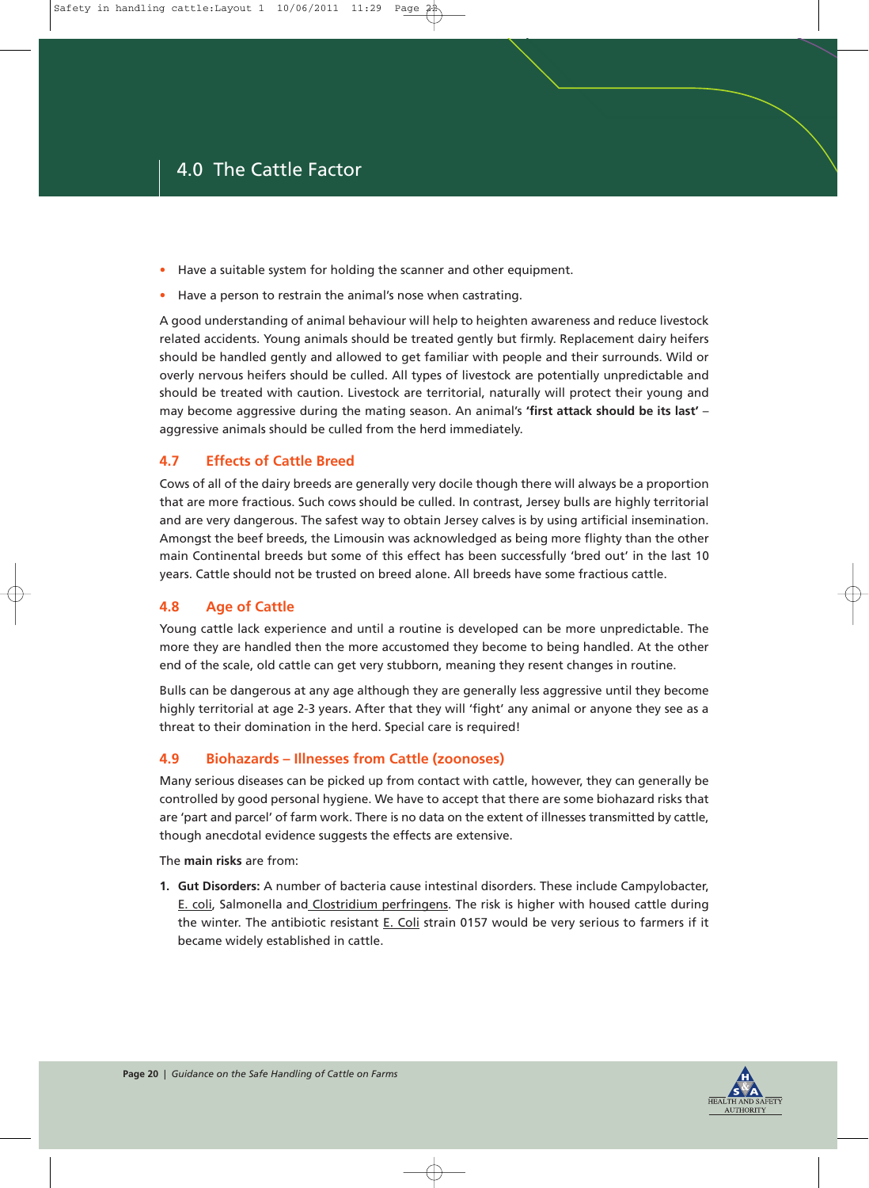- Have a suitable system for holding the scanner and other equipment.
- Have a person to restrain the animal's nose when castrating.

A good understanding of animal behaviour will help to heighten awareness and reduce livestock related accidents. Young animals should be treated gently but firmly. Replacement dairy heifers should be handled gently and allowed to get familiar with people and their surrounds. Wild or overly nervous heifers should be culled. All types of livestock are potentially unpredictable and should be treated with caution. Livestock are territorial, naturally will protect their young and may become aggressive during the mating season. An animal's **'first attack should be its last'** – aggressive animals should be culled from the herd immediately.

### 4.7 Effects of Cattle Breed

Cows of all of the dairy breeds are generally very docile though there will always be a proportion that are more fractious. Such cows should be culled. In contrast, Jersey bulls are highly territorial and are very dangerous. The safest way to obtain Jersey calves is by using artificial insemination. Amongst the beef breeds, the Limousin was acknowledged as being more flighty than the other main Continental breeds but some of this effect has been successfully 'bred out' in the last 10 years. Cattle should not be trusted on breed alone. All breeds have some fractious cattle.

### 4.8 Age of Cattle

Young cattle lack experience and until a routine is developed can be more unpredictable. The more they are handled then the more accustomed they become to being handled. At the other end of the scale, old cattle can get very stubborn, meaning they resent changes in routine.

Bulls can be dangerous at any age although they are generally less aggressive until they become highly territorial at age 2-3 years. After that they will 'fight' any animal or anyone they see as a threat to their domination in the herd. Special care is required!

### 4.9 Biohazards – Illnesses from Cattle (zoonoses)

Many serious diseases can be picked up from contact with cattle, however, they can generally be controlled by good personal hygiene. We have to accept that there are some biohazard risks that are 'part and parcel' of farm work. There is no data on the extent of illnesses transmitted by cattle, though anecdotal evidence suggests the effects are extensive.

The **main risks** are from:

1. **Gut Disorders:** A number of bacteria cause intestinal disorders. These include Campylobacter, E. coli, Salmonella and Clostridium perfringens. The risk is higher with housed cattle during the winter. The antibiotic resistant E. Coli strain 0157 would be very serious to farmers if it became widely established in cattle.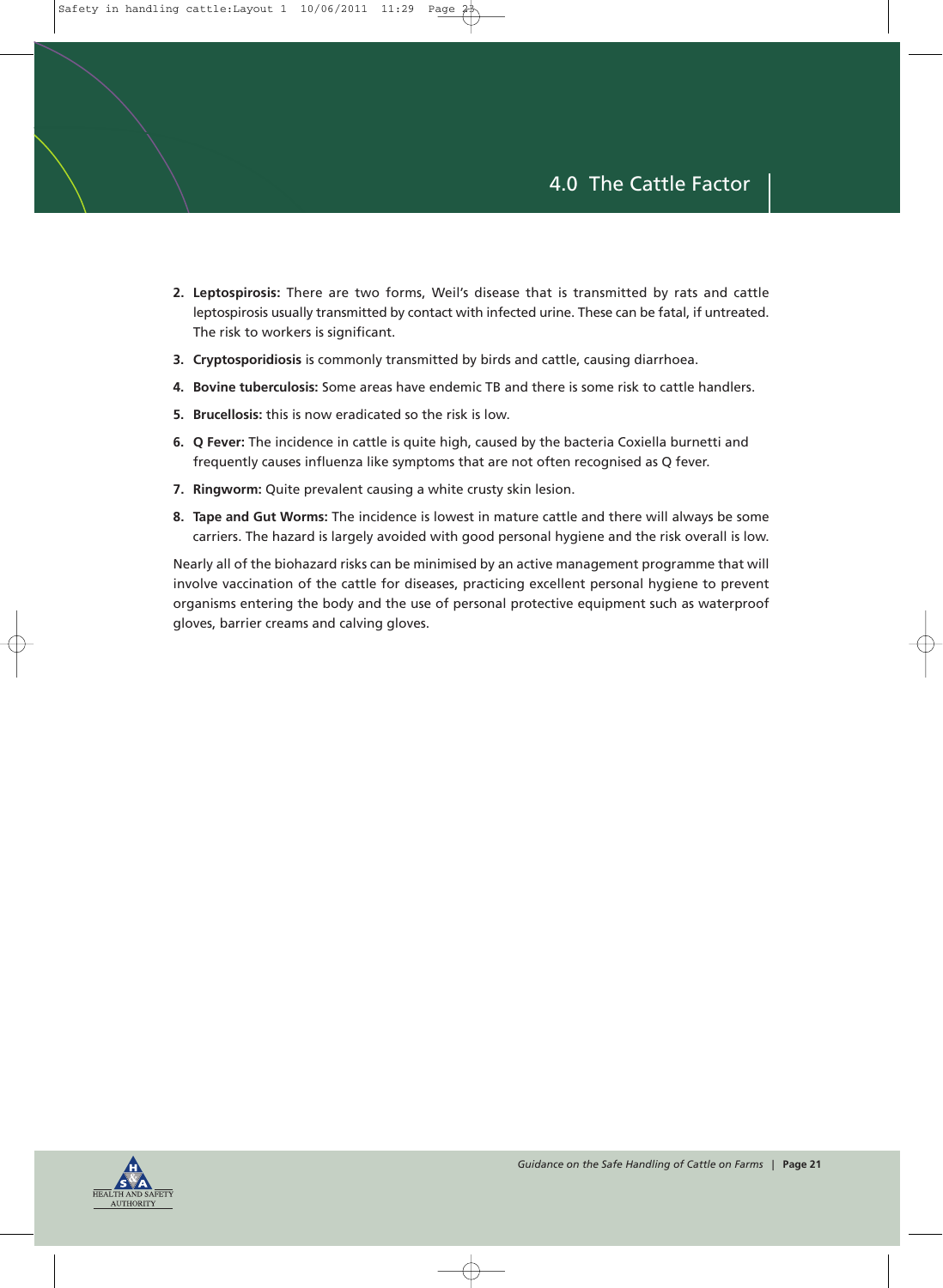2. **Leptospirosis:** There are two forms, Weil's disease that is transmitted by rats and cattle leptospirosis usually transmitted by contact with infected urine. These can be fatal, if untreated. The risk to workers is significant.
3. **Cryptosporidiosis** is commonly transmitted by birds and cattle, causing diarrhoea.
4. **Bovine tuberculosis:** Some areas have endemic TB and there is some risk to cattle handlers.
5. **Brucellosis:** this is now eradicated so the risk is low.
6. **Q Fever:** The incidence in cattle is quite high, caused by the bacteria Coxiella burnetti and frequently causes influenza like symptoms that are not often recognised as Q fever.
7. **Ringworm:** Quite prevalent causing a white crusty skin lesion.
8. **Tape and Gut Worms:** The incidence is lowest in mature cattle and there will always be some carriers. The hazard is largely avoided with good personal hygiene and the risk overall is low.

Nearly all of the biohazard risks can be minimised by an active management programme that will involve vaccination of the cattle for diseases, practicing excellent personal hygiene to prevent organisms entering the body and the use of personal protective equipment such as waterproof gloves, barrier creams and calving gloves.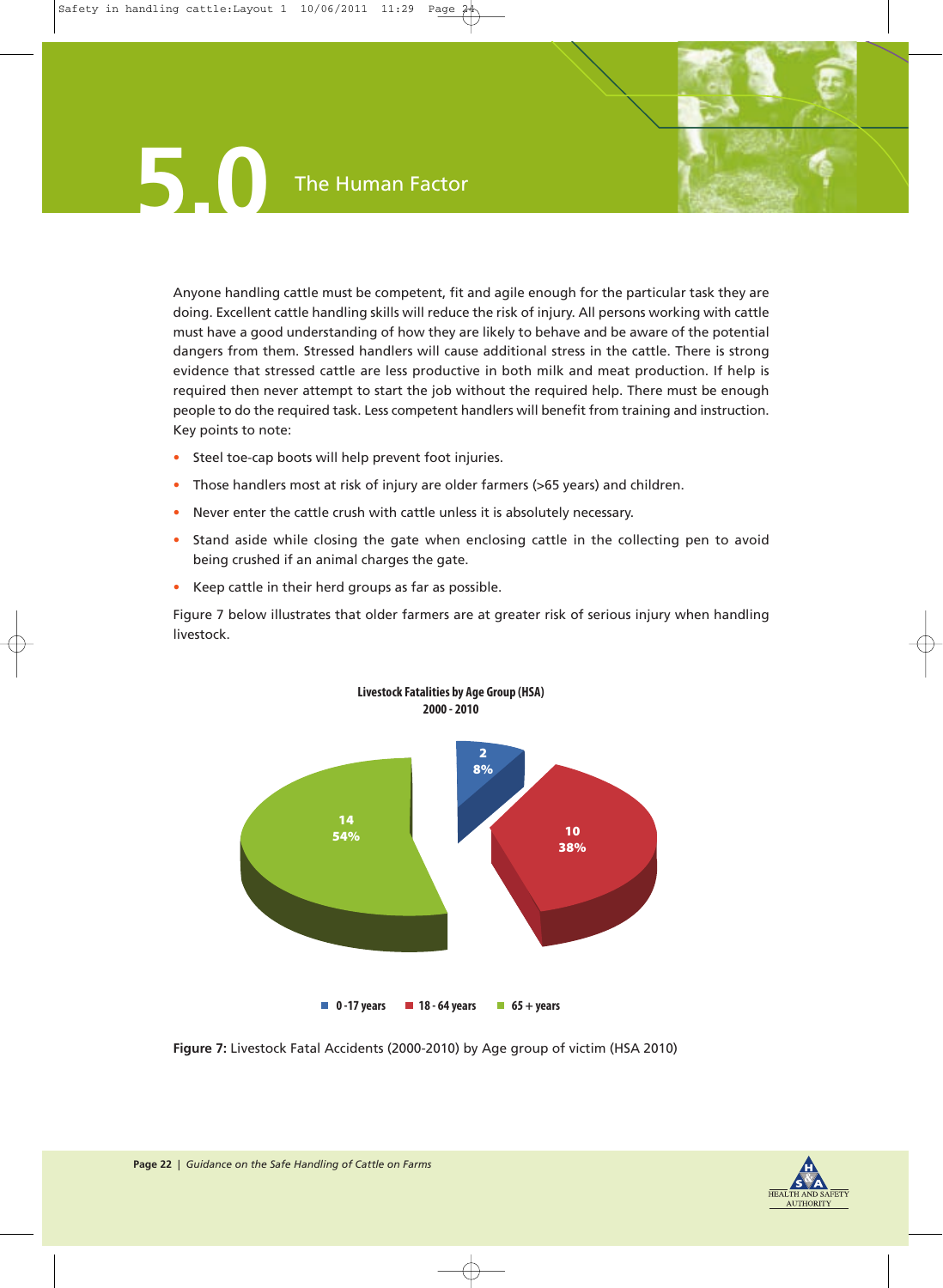# 5.0 The Human Factor

Anyone handling cattle must be competent, fit and agile enough for the particular task they are doing. Excellent cattle handling skills will reduce the risk of injury. All persons working with cattle must have a good understanding of how they are likely to behave and be aware of the potential dangers from them. Stressed handlers will cause additional stress in the cattle. There is strong evidence that stressed cattle are less productive in both milk and meat production. If help is required then never attempt to start the job without the required help. There must be enough people to do the required task. Less competent handlers will benefit from training and instruction. Key points to note:

- Steel toe-cap boots will help prevent foot injuries.
- Those handlers most at risk of injury are older farmers (>65 years) and children.
- Never enter the cattle crush with cattle unless it is absolutely necessary.
- Stand aside while closing the gate when enclosing cattle in the collecting pen to avoid being crushed if an animal charges the gate.
- Keep cattle in their herd groups as far as possible.

Figure 7 below illustrates that older farmers are at greater risk of serious injury when handling livestock.

**Livestock Fatalities by Age Group (HSA) 2000 - 2010**

| Age group | Fatalities | Percentage |
|---|---|---|
| 0 -17 years | 2 | 8% |
| 18 - 64 years | 10 | 38% |
| 65 + years | 14 | 54% |

**Figure 7:** Livestock Fatal Accidents (2000-2010) by Age group of victim (HSA 2010)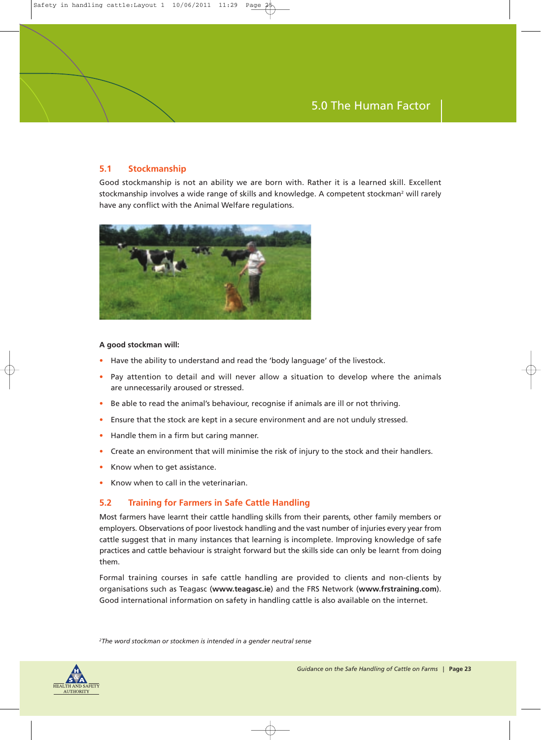# 5.0 The Human Factor

## 5.1 Stockmanship

Good stockmanship is not an ability we are born with. Rather it is a learned skill. Excellent stockmanship involves a wide range of skills and knowledge. A competent stockman[2] will rarely have any conflict with the Animal Welfare regulations.

**A good stockman will:**

- Have the ability to understand and read the 'body language' of the livestock.
- Pay attention to detail and will never allow a situation to develop where the animals are unnecessarily aroused or stressed.
- Be able to read the animal's behaviour, recognise if animals are ill or not thriving.
- Ensure that the stock are kept in a secure environment and are not unduly stressed.
- Handle them in a firm but caring manner.
- Create an environment that will minimise the risk of injury to the stock and their handlers.
- Know when to get assistance.
- Know when to call in the veterinarian.

## 5.2 Training for Farmers in Safe Cattle Handling

Most farmers have learnt their cattle handling skills from their parents, other family members or employers. Observations of poor livestock handling and the vast number of injuries every year from cattle suggest that in many instances that learning is incomplete. Improving knowledge of safe practices and cattle behaviour is straight forward but the skills side can only be learnt from doing them.

Formal training courses in safe cattle handling are provided to clients and non-clients by organisations such as Teagasc (**www.teagasc.ie**) and the FRS Network (**www.frstraining.com**). Good international information on safety in handling cattle is also available on the internet.

*[2]The word stockman or stockmen is intended in a gender neutral sense*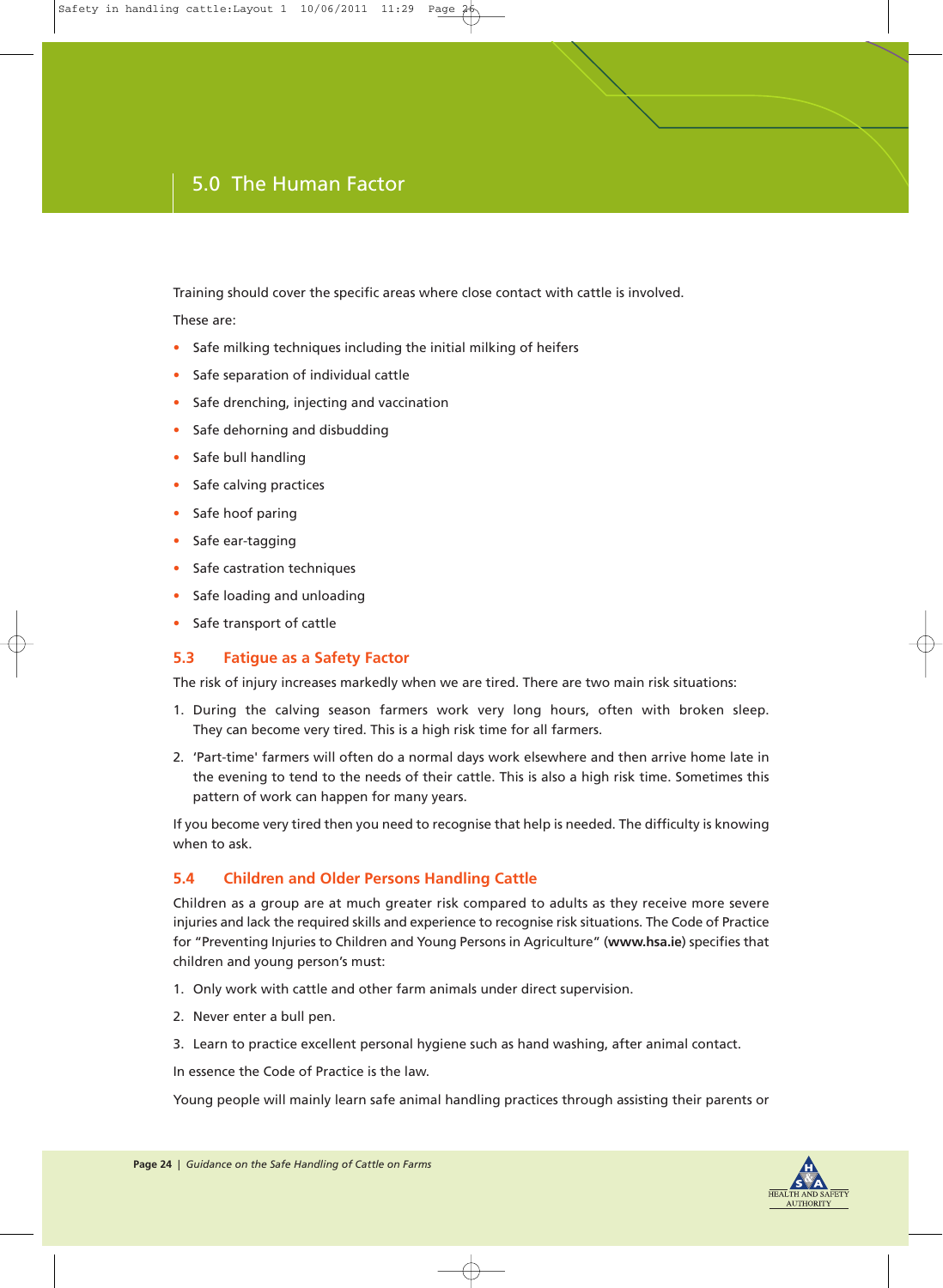# 5.0 The Human Factor

Training should cover the specific areas where close contact with cattle is involved.

These are:

- Safe milking techniques including the initial milking of heifers
- Safe separation of individual cattle
- Safe drenching, injecting and vaccination
- Safe dehorning and disbudding
- Safe bull handling
- Safe calving practices
- Safe hoof paring
- Safe ear-tagging
- Safe castration techniques
- Safe loading and unloading
- Safe transport of cattle

## 5.3 Fatigue as a Safety Factor

The risk of injury increases markedly when we are tired. There are two main risk situations:

1. During the calving season farmers work very long hours, often with broken sleep. They can become very tired. This is a high risk time for all farmers.
2. 'Part-time' farmers will often do a normal days work elsewhere and then arrive home late in the evening to tend to the needs of their cattle. This is also a high risk time. Sometimes this pattern of work can happen for many years.

If you become very tired then you need to recognise that help is needed. The difficulty is knowing when to ask.

## 5.4 Children and Older Persons Handling Cattle

Children as a group are at much greater risk compared to adults as they receive more severe injuries and lack the required skills and experience to recognise risk situations. The Code of Practice for "Preventing Injuries to Children and Young Persons in Agriculture" (**www.hsa.ie**) specifies that children and young person's must:

1. Only work with cattle and other farm animals under direct supervision.
2. Never enter a bull pen.
3. Learn to practice excellent personal hygiene such as hand washing, after animal contact.

In essence the Code of Practice is the law.

Young people will mainly learn safe animal handling practices through assisting their parents or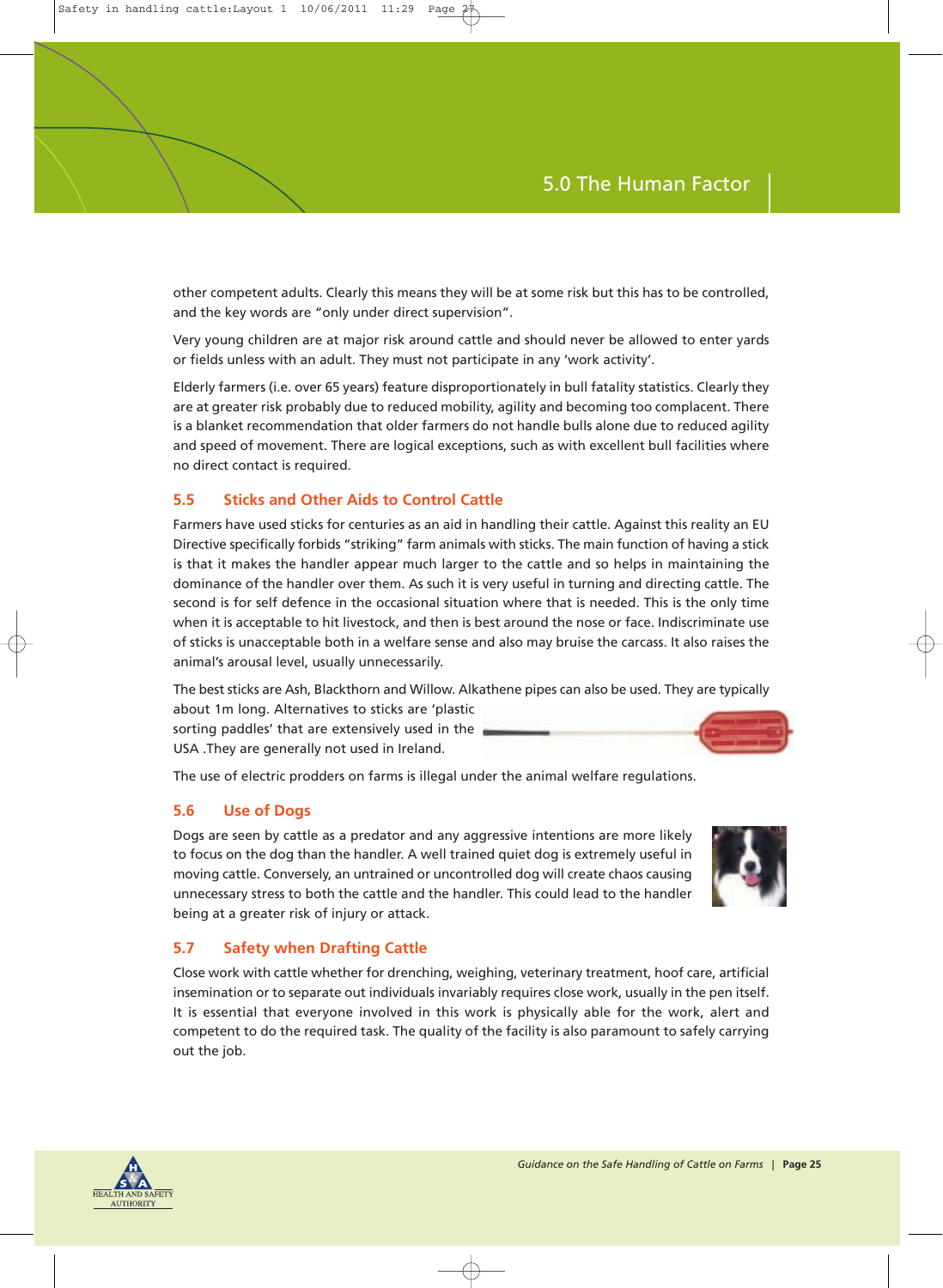other competent adults. Clearly this means they will be at some risk but this has to be controlled, and the key words are "only under direct supervision".

Very young children are at major risk around cattle and should never be allowed to enter yards or fields unless with an adult. They must not participate in any 'work activity'.

Elderly farmers (i.e. over 65 years) feature disproportionately in bull fatality statistics. Clearly they are at greater risk probably due to reduced mobility, agility and becoming too complacent. There is a blanket recommendation that older farmers do not handle bulls alone due to reduced agility and speed of movement. There are logical exceptions, such as with excellent bull facilities where no direct contact is required.

## 5.5 Sticks and Other Aids to Control Cattle

Farmers have used sticks for centuries as an aid in handling their cattle. Against this reality an EU Directive specifically forbids "striking" farm animals with sticks. The main function of having a stick is that it makes the handler appear much larger to the cattle and so helps in maintaining the dominance of the handler over them. As such it is very useful in turning and directing cattle. The second is for self defence in the occasional situation where that is needed. This is the only time when it is acceptable to hit livestock, and then is best around the nose or face. Indiscriminate use of sticks is unacceptable both in a welfare sense and also may bruise the carcass. It also raises the animal's arousal level, usually unnecessarily.

The best sticks are Ash, Blackthorn and Willow. Alkathene pipes can also be used. They are typically about 1m long. Alternatives to sticks are 'plastic sorting paddles' that are extensively used in the USA .They are generally not used in Ireland.

The use of electric prodders on farms is illegal under the animal welfare regulations.

## 5.6 Use of Dogs

Dogs are seen by cattle as a predator and any aggressive intentions are more likely to focus on the dog than the handler. A well trained quiet dog is extremely useful in moving cattle. Conversely, an untrained or uncontrolled dog will create chaos causing unnecessary stress to both the cattle and the handler. This could lead to the handler being at a greater risk of injury or attack.

## 5.7 Safety when Drafting Cattle

Close work with cattle whether for drenching, weighing, veterinary treatment, hoof care, artificial insemination or to separate out individuals invariably requires close work, usually in the pen itself. It is essential that everyone involved in this work is physically able for the work, alert and competent to do the required task. The quality of the facility is also paramount to safely carrying out the job.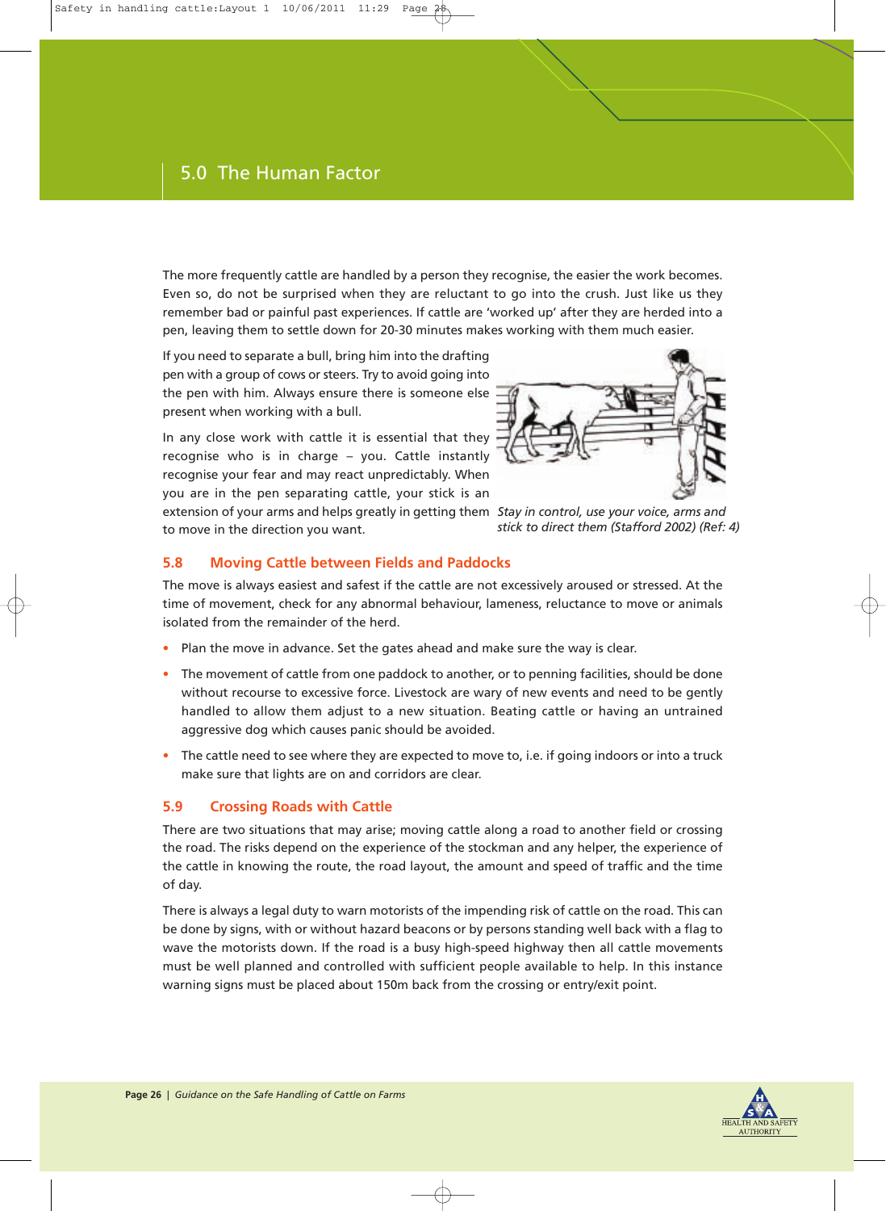## 5.0 The Human Factor

The more frequently cattle are handled by a person they recognise, the easier the work becomes. Even so, do not be surprised when they are reluctant to go into the crush. Just like us they remember bad or painful past experiences. If cattle are 'worked up' after they are herded into a pen, leaving them to settle down for 20-30 minutes makes working with them much easier.

If you need to separate a bull, bring him into the drafting pen with a group of cows or steers. Try to avoid going into the pen with him. Always ensure there is someone else present when working with a bull.

In any close work with cattle it is essential that they recognise who is in charge – you. Cattle instantly recognise your fear and may react unpredictably. When you are in the pen separating cattle, your stick is an extension of your arms and helps greatly in getting them to move in the direction you want.

*Stay in control, use your voice, arms and stick to direct them (Stafford 2002) (Ref: 4)*

### 5.8 Moving Cattle between Fields and Paddocks

The move is always easiest and safest if the cattle are not excessively aroused or stressed. At the time of movement, check for any abnormal behaviour, lameness, reluctance to move or animals isolated from the remainder of the herd.

- Plan the move in advance. Set the gates ahead and make sure the way is clear.
- The movement of cattle from one paddock to another, or to penning facilities, should be done without recourse to excessive force. Livestock are wary of new events and need to be gently handled to allow them adjust to a new situation. Beating cattle or having an untrained aggressive dog which causes panic should be avoided.
- The cattle need to see where they are expected to move to, i.e. if going indoors or into a truck make sure that lights are on and corridors are clear.

### 5.9 Crossing Roads with Cattle

There are two situations that may arise; moving cattle along a road to another field or crossing the road. The risks depend on the experience of the stockman and any helper, the experience of the cattle in knowing the route, the road layout, the amount and speed of traffic and the time of day.

There is always a legal duty to warn motorists of the impending risk of cattle on the road. This can be done by signs, with or without hazard beacons or by persons standing well back with a flag to wave the motorists down. If the road is a busy high-speed highway then all cattle movements must be well planned and controlled with sufficient people available to help. In this instance warning signs must be placed about 150m back from the crossing or entry/exit point.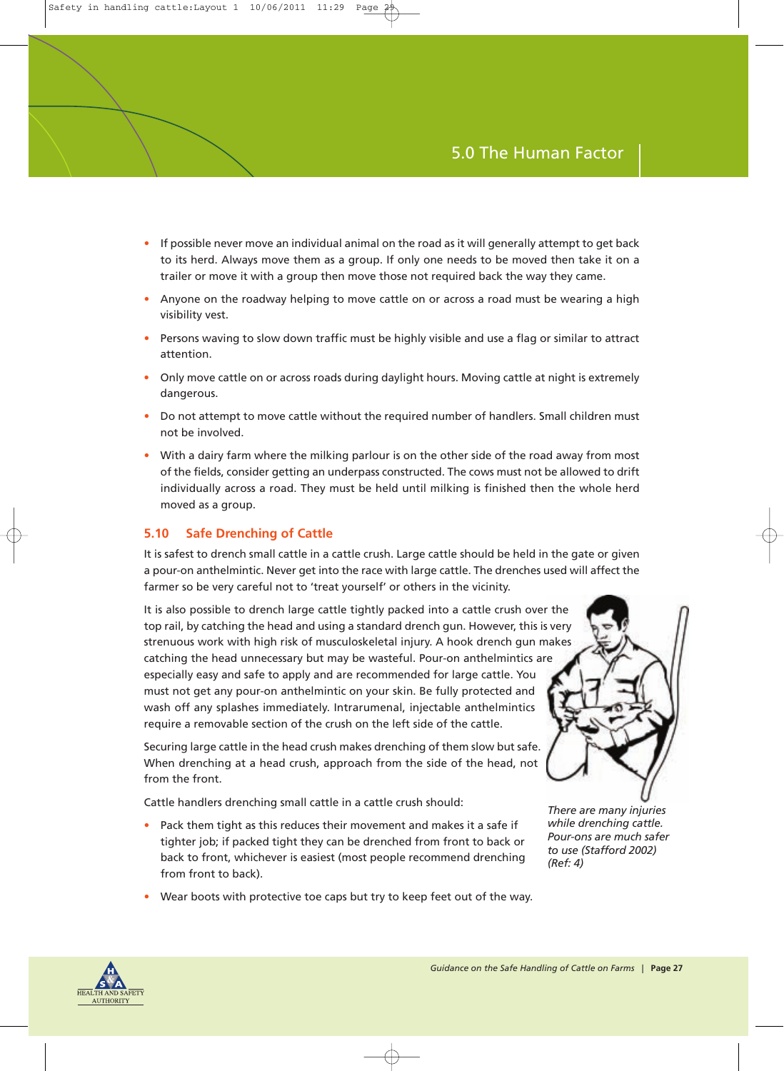- If possible never move an individual animal on the road as it will generally attempt to get back to its herd. Always move them as a group. If only one needs to be moved then take it on a trailer or move it with a group then move those not required back the way they came.
- Anyone on the roadway helping to move cattle on or across a road must be wearing a high visibility vest.
- Persons waving to slow down traffic must be highly visible and use a flag or similar to attract attention.
- Only move cattle on or across roads during daylight hours. Moving cattle at night is extremely dangerous.
- Do not attempt to move cattle without the required number of handlers. Small children must not be involved.
- With a dairy farm where the milking parlour is on the other side of the road away from most of the fields, consider getting an underpass constructed. The cows must not be allowed to drift individually across a road. They must be held until milking is finished then the whole herd moved as a group.

## 5.10 Safe Drenching of Cattle

It is safest to drench small cattle in a cattle crush. Large cattle should be held in the gate or given a pour-on anthelmintic. Never get into the race with large cattle. The drenches used will affect the farmer so be very careful not to 'treat yourself' or others in the vicinity.

It is also possible to drench large cattle tightly packed into a cattle crush over the top rail, by catching the head and using a standard drench gun. However, this is very strenuous work with high risk of musculoskeletal injury. A hook drench gun makes catching the head unnecessary but may be wasteful. Pour-on anthelmintics are especially easy and safe to apply and are recommended for large cattle. You must not get any pour-on anthelmintic on your skin. Be fully protected and wash off any splashes immediately. Intrarumenal, injectable anthelmintics require a removable section of the crush on the left side of the cattle.

Securing large cattle in the head crush makes drenching of them slow but safe. When drenching at a head crush, approach from the side of the head, not from the front.

*There are many injuries while drenching cattle. Pour-ons are much safer to use (Stafford 2002) (Ref: 4)*

Cattle handlers drenching small cattle in a cattle crush should:

- Pack them tight as this reduces their movement and makes it a safe if tighter job; if packed tight they can be drenched from front to back or back to front, whichever is easiest (most people recommend drenching from front to back).
- Wear boots with protective toe caps but try to keep feet out of the way.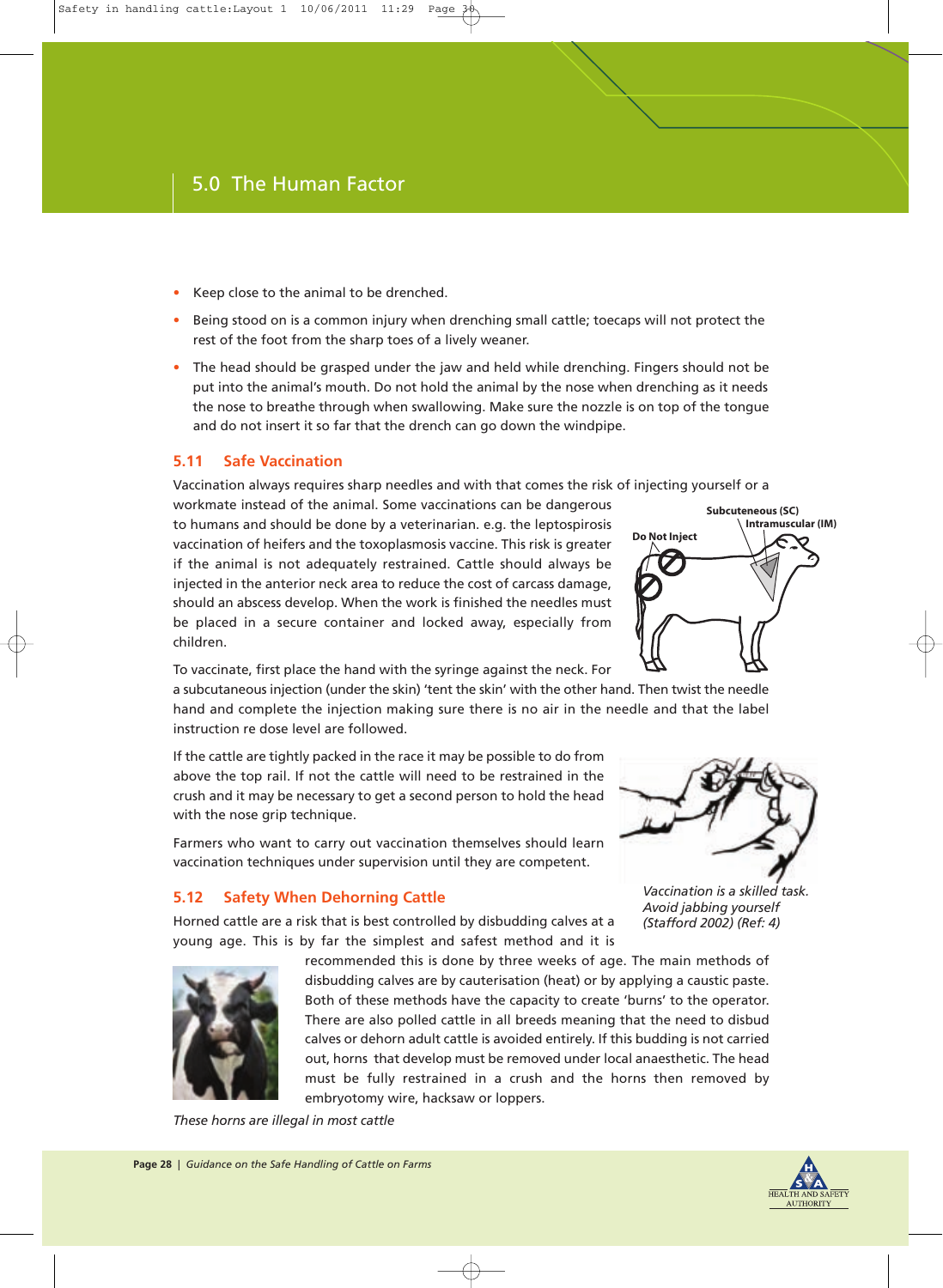## 5.0 The Human Factor

- Keep close to the animal to be drenched.
- Being stood on is a common injury when drenching small cattle; toecaps will not protect the rest of the foot from the sharp toes of a lively weaner.
- The head should be grasped under the jaw and held while drenching. Fingers should not be put into the animal's mouth. Do not hold the animal by the nose when drenching as it needs the nose to breathe through when swallowing. Make sure the nozzle is on top of the tongue and do not insert it so far that the drench can go down the windpipe.

### 5.11 Safe Vaccination

Vaccination always requires sharp needles and with that comes the risk of injecting yourself or a workmate instead of the animal. Some vaccinations can be dangerous to humans and should be done by a veterinarian. e.g. the leptospirosis vaccination of heifers and the toxoplasmosis vaccine. This risk is greater if the animal is not adequately restrained. Cattle should always be injected in the anterior neck area to reduce the cost of carcass damage, should an abscess develop. When the work is finished the needles must be placed in a secure container and locked away, especially from children.

Subcuteneous (SC)
Intramuscular (IM)
Do Not Inject

To vaccinate, first place the hand with the syringe against the neck. For a subcutaneous injection (under the skin) 'tent the skin' with the other hand. Then twist the needle hand and complete the injection making sure there is no air in the needle and that the label instruction re dose level are followed.

If the cattle are tightly packed in the race it may be possible to do from above the top rail. If not the cattle will need to be restrained in the crush and it may be necessary to get a second person to hold the head with the nose grip technique.

Farmers who want to carry out vaccination themselves should learn vaccination techniques under supervision until they are competent.

*Vaccination is a skilled task. Avoid jabbing yourself (Stafford 2002) (Ref: 4)*

### 5.12 Safety When Dehorning Cattle

Horned cattle are a risk that is best controlled by disbudding calves at a young age. This is by far the simplest and safest method and it is recommended this is done by three weeks of age. The main methods of disbudding calves are by cauterisation (heat) or by applying a caustic paste. Both of these methods have the capacity to create 'burns' to the operator. There are also polled cattle in all breeds meaning that the need to disbud calves or dehorn adult cattle is avoided entirely. If this budding is not carried out, horns that develop must be removed under local anaesthetic. The head must be fully restrained in a crush and the horns then removed by embryotomy wire, hacksaw or loppers.

*These horns are illegal in most cattle*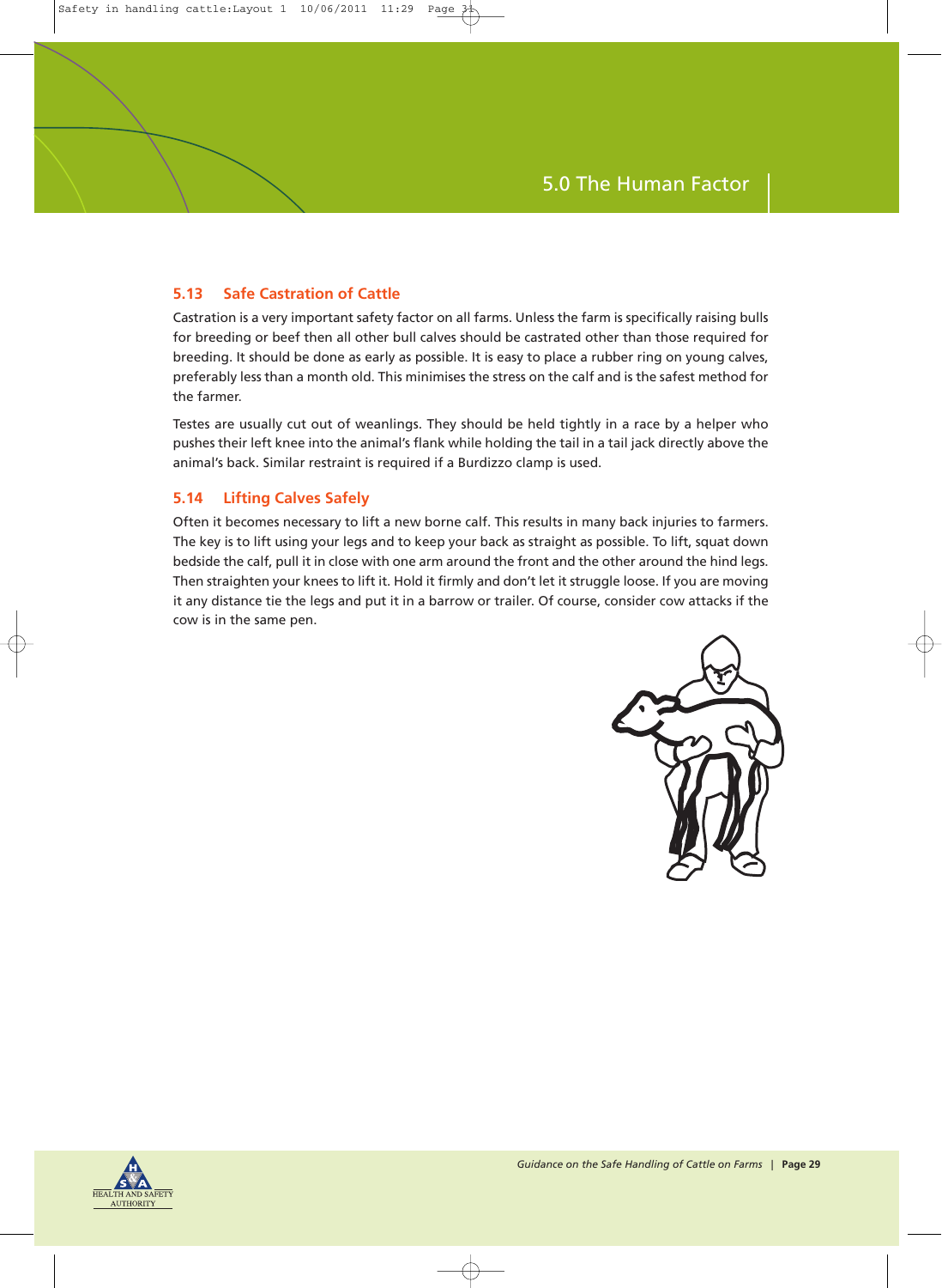## 5.13 Safe Castration of Cattle

Castration is a very important safety factor on all farms. Unless the farm is specifically raising bulls for breeding or beef then all other bull calves should be castrated other than those required for breeding. It should be done as early as possible. It is easy to place a rubber ring on young calves, preferably less than a month old. This minimises the stress on the calf and is the safest method for the farmer.

Testes are usually cut out of weanlings. They should be held tightly in a race by a helper who pushes their left knee into the animal's flank while holding the tail in a tail jack directly above the animal's back. Similar restraint is required if a Burdizzo clamp is used.

## 5.14 Lifting Calves Safely

Often it becomes necessary to lift a new borne calf. This results in many back injuries to farmers. The key is to lift using your legs and to keep your back as straight as possible. To lift, squat down bedside the calf, pull it in close with one arm around the front and the other around the hind legs. Then straighten your knees to lift it. Hold it firmly and don't let it struggle loose. If you are moving it any distance tie the legs and put it in a barrow or trailer. Of course, consider cow attacks if the cow is in the same pen.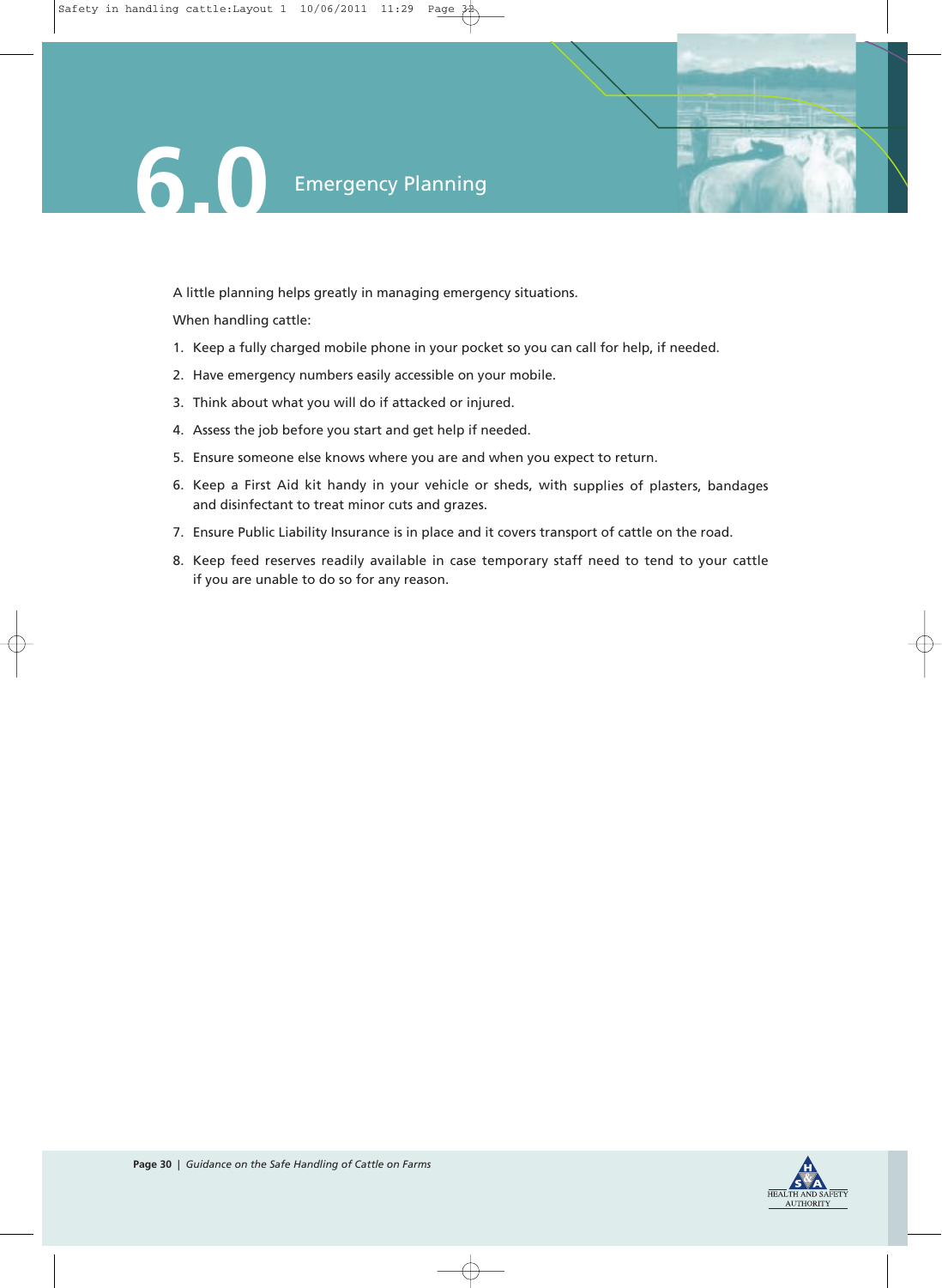# 6.0 Emergency Planning

A little planning helps greatly in managing emergency situations.

When handling cattle:

1. Keep a fully charged mobile phone in your pocket so you can call for help, if needed.
2. Have emergency numbers easily accessible on your mobile.
3. Think about what you will do if attacked or injured.
4. Assess the job before you start and get help if needed.
5. Ensure someone else knows where you are and when you expect to return.
6. Keep a First Aid kit handy in your vehicle or sheds, with supplies of plasters, bandages and disinfectant to treat minor cuts and grazes.
7. Ensure Public Liability Insurance is in place and it covers transport of cattle on the road.
8. Keep feed reserves readily available in case temporary staff need to tend to your cattle if you are unable to do so for any reason.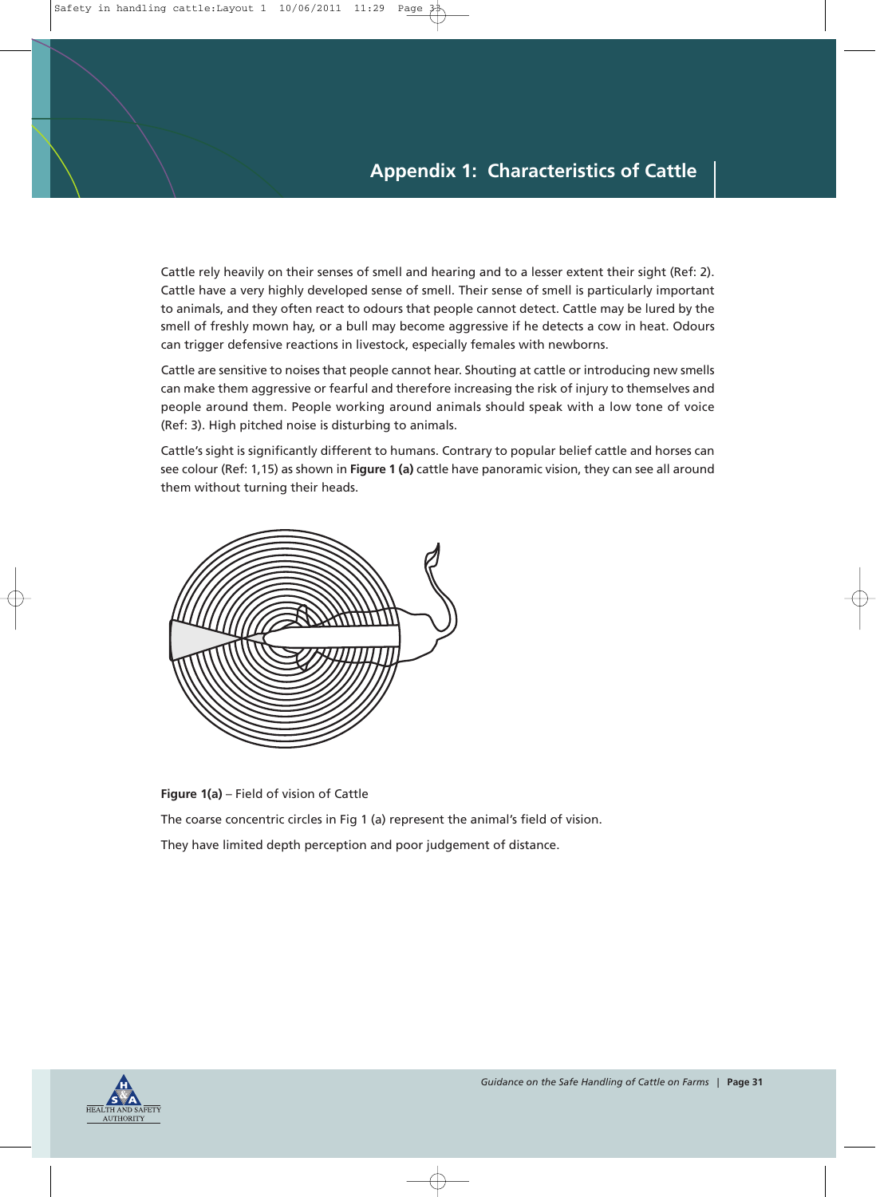# Appendix 1: Characteristics of Cattle

Cattle rely heavily on their senses of smell and hearing and to a lesser extent their sight (Ref: 2). Cattle have a very highly developed sense of smell. Their sense of smell is particularly important to animals, and they often react to odours that people cannot detect. Cattle may be lured by the smell of freshly mown hay, or a bull may become aggressive if he detects a cow in heat. Odours can trigger defensive reactions in livestock, especially females with newborns.

Cattle are sensitive to noises that people cannot hear. Shouting at cattle or introducing new smells can make them aggressive or fearful and therefore increasing the risk of injury to themselves and people around them. People working around animals should speak with a low tone of voice (Ref: 3). High pitched noise is disturbing to animals.

Cattle's sight is significantly different to humans. Contrary to popular belief cattle and horses can see colour (Ref: 1,15) as shown in **Figure 1 (a)** cattle have panoramic vision, they can see all around them without turning their heads.

**Figure 1(a)** – Field of vision of Cattle

The coarse concentric circles in Fig 1 (a) represent the animal's field of vision.

They have limited depth perception and poor judgement of distance.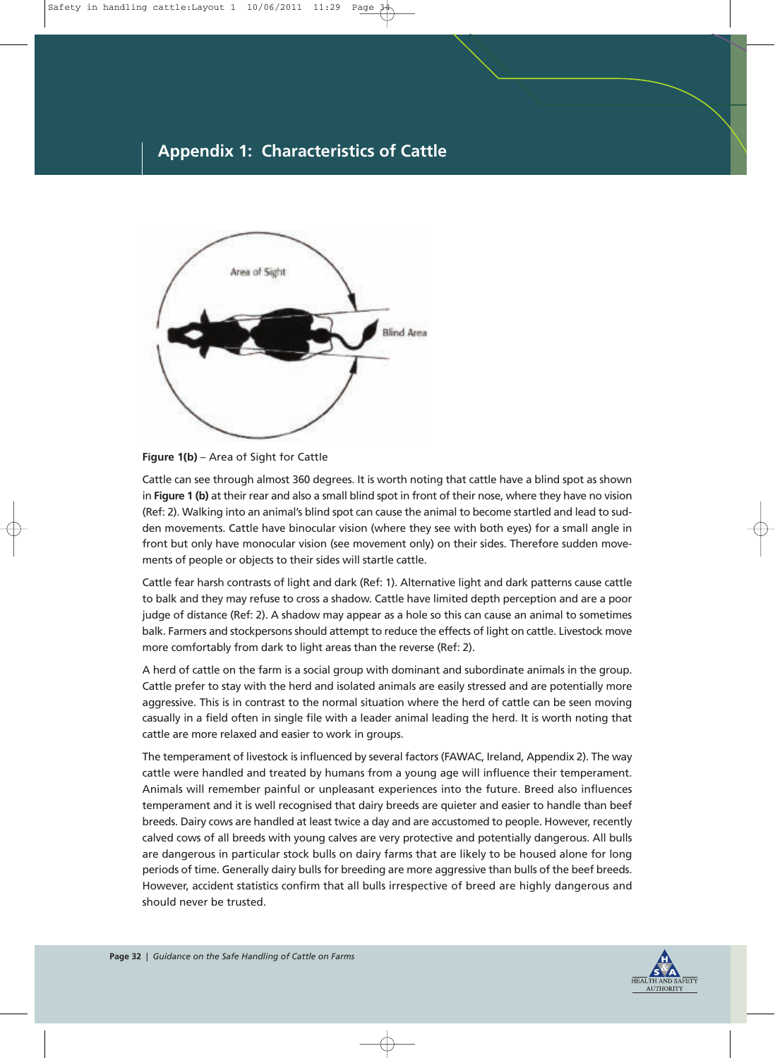## Appendix 1: Characteristics of Cattle

Figure 1(b) – Area of Sight for Cattle

Cattle can see through almost 360 degrees. It is worth noting that cattle have a blind spot as shown in **Figure 1 (b)** at their rear and also a small blind spot in front of their nose, where they have no vision (Ref: 2). Walking into an animal's blind spot can cause the animal to become startled and lead to sudden movements. Cattle have binocular vision (where they see with both eyes) for a small angle in front but only have monocular vision (see movement only) on their sides. Therefore sudden movements of people or objects to their sides will startle cattle.

Cattle fear harsh contrasts of light and dark (Ref: 1). Alternative light and dark patterns cause cattle to balk and they may refuse to cross a shadow. Cattle have limited depth perception and are a poor judge of distance (Ref: 2). A shadow may appear as a hole so this can cause an animal to sometimes balk. Farmers and stockpersons should attempt to reduce the effects of light on cattle. Livestock move more comfortably from dark to light areas than the reverse (Ref: 2).

A herd of cattle on the farm is a social group with dominant and subordinate animals in the group. Cattle prefer to stay with the herd and isolated animals are easily stressed and are potentially more aggressive. This is in contrast to the normal situation where the herd of cattle can be seen moving casually in a field often in single file with a leader animal leading the herd. It is worth noting that cattle are more relaxed and easier to work in groups.

The temperament of livestock is influenced by several factors (FAWAC, Ireland, Appendix 2). The way cattle were handled and treated by humans from a young age will influence their temperament. Animals will remember painful or unpleasant experiences into the future. Breed also influences temperament and it is well recognised that dairy breeds are quieter and easier to handle than beef breeds. Dairy cows are handled at least twice a day and are accustomed to people. However, recently calved cows of all breeds with young calves are very protective and potentially dangerous. All bulls are dangerous in particular stock bulls on dairy farms that are likely to be housed alone for long periods of time. Generally dairy bulls for breeding are more aggressive than bulls of the beef breeds. However, accident statistics confirm that all bulls irrespective of breed are highly dangerous and should never be trusted.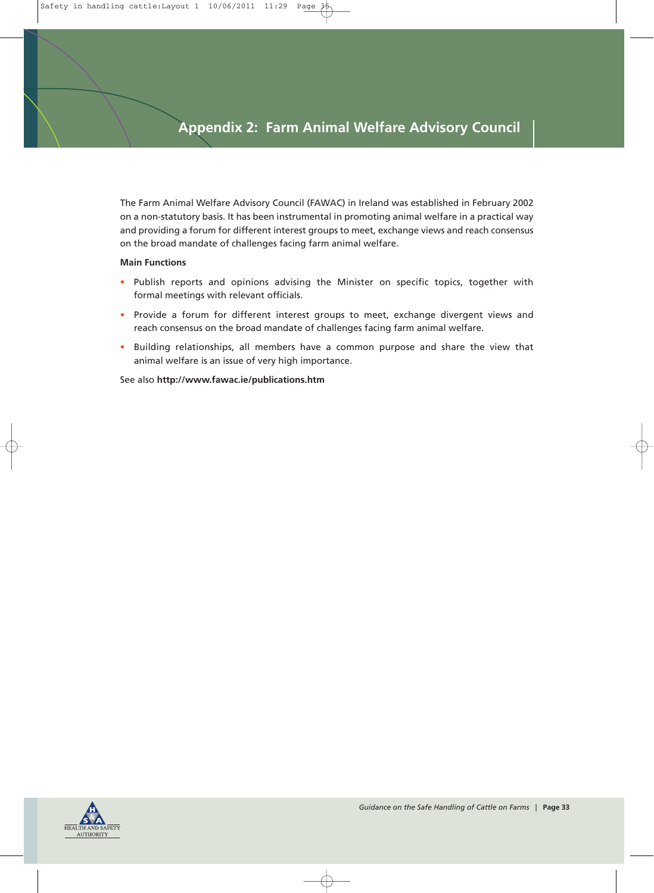# Appendix 2: Farm Animal Welfare Advisory Council

The Farm Animal Welfare Advisory Council (FAWAC) in Ireland was established in February 2002 on a non-statutory basis. It has been instrumental in promoting animal welfare in a practical way and providing a forum for different interest groups to meet, exchange views and reach consensus on the broad mandate of challenges facing farm animal welfare.

**Main Functions**

- Publish reports and opinions advising the Minister on specific topics, together with formal meetings with relevant officials.
- Provide a forum for different interest groups to meet, exchange divergent views and reach consensus on the broad mandate of challenges facing farm animal welfare.
- Building relationships, all members have a common purpose and share the view that animal welfare is an issue of very high importance.

See also **http://www.fawac.ie/publications.htm**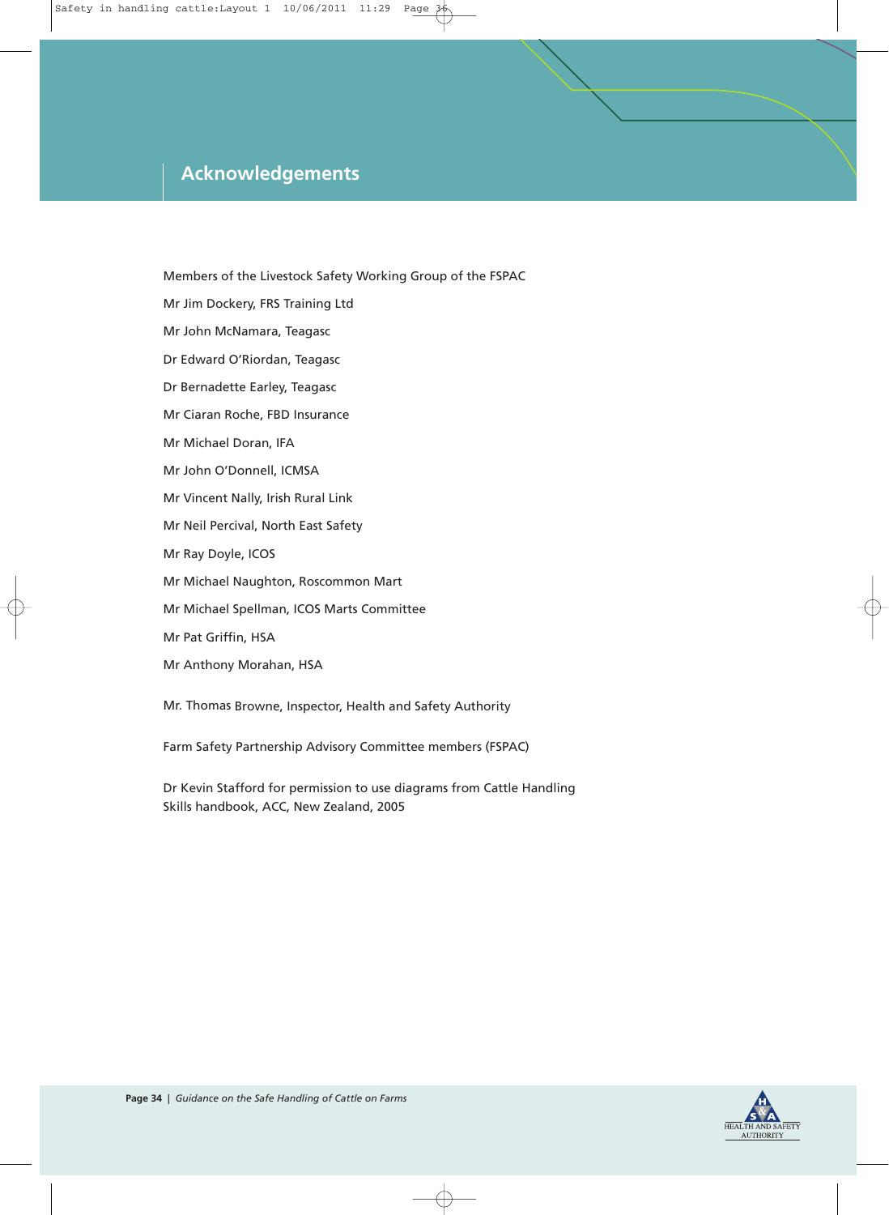# Acknowledgements

Members of the Livestock Safety Working Group of the FSPAC

Mr Jim Dockery, FRS Training Ltd

Mr John McNamara, Teagasc

Dr Edward O'Riordan, Teagasc

Dr Bernadette Earley, Teagasc

Mr Ciaran Roche, FBD Insurance

Mr Michael Doran, IFA

Mr John O'Donnell, ICMSA

Mr Vincent Nally, Irish Rural Link

Mr Neil Percival, North East Safety

Mr Ray Doyle, ICOS

Mr Michael Naughton, Roscommon Mart

Mr Michael Spellman, ICOS Marts Committee

Mr Pat Griffin, HSA

Mr Anthony Morahan, HSA

Mr. Thomas Browne, Inspector, Health and Safety Authority

Farm Safety Partnership Advisory Committee members (FSPAC)

Dr Kevin Stafford for permission to use diagrams from Cattle Handling Skills handbook, ACC, New Zealand, 2005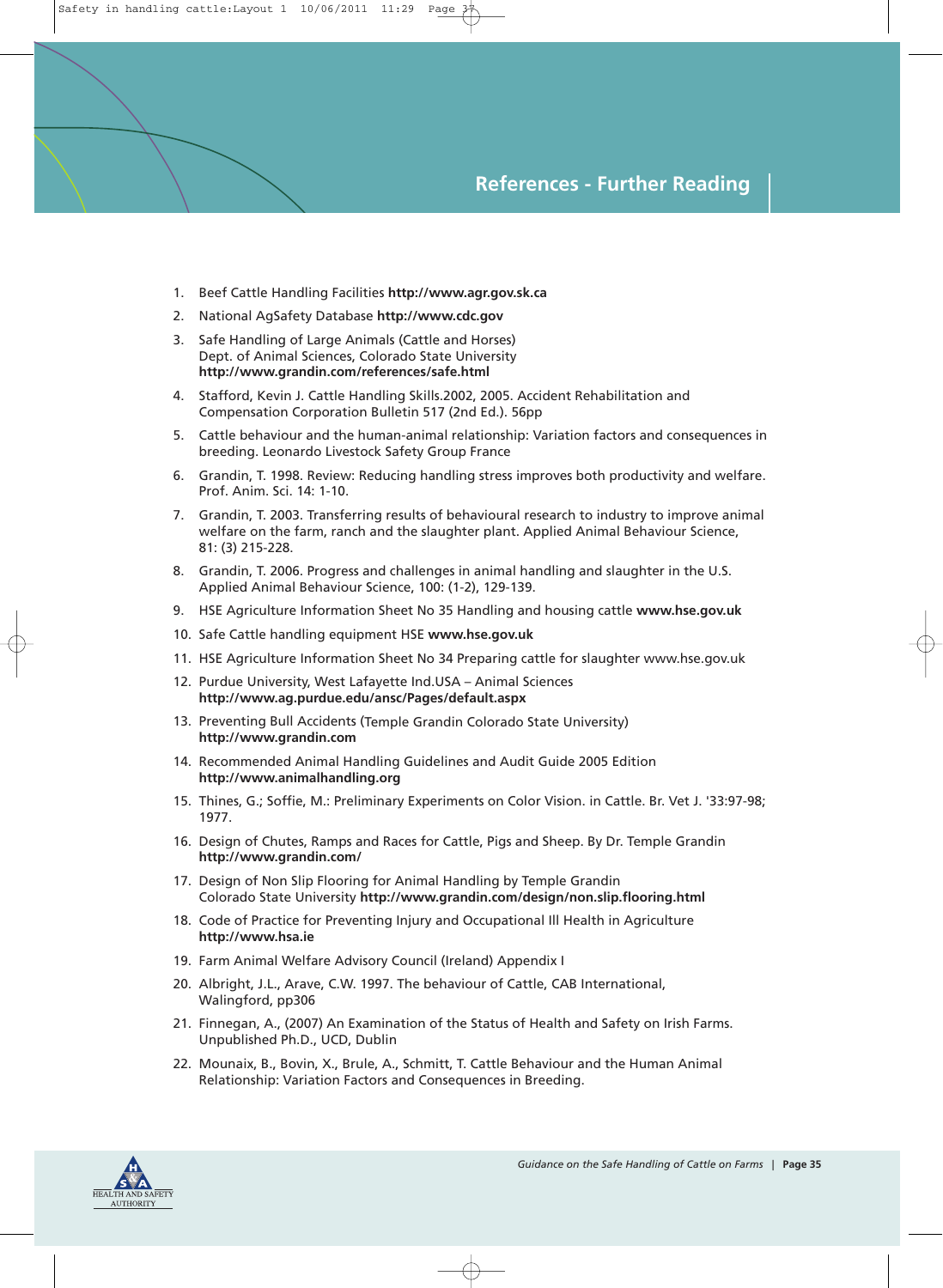## References - Further Reading

1. Beef Cattle Handling Facilities **http://www.agr.gov.sk.ca**
2. National AgSafety Database **http://www.cdc.gov**
3. Safe Handling of Large Animals (Cattle and Horses) Dept. of Animal Sciences, Colorado State University **http://www.grandin.com/references/safe.html**
4. Stafford, Kevin J. Cattle Handling Skills.2002, 2005. Accident Rehabilitation and Compensation Corporation Bulletin 517 (2nd Ed.). 56pp
5. Cattle behaviour and the human-animal relationship: Variation factors and consequences in breeding. Leonardo Livestock Safety Group France
6. Grandin, T. 1998. Review: Reducing handling stress improves both productivity and welfare. Prof. Anim. Sci. 14: 1-10.
7. Grandin, T. 2003. Transferring results of behavioural research to industry to improve animal welfare on the farm, ranch and the slaughter plant. Applied Animal Behaviour Science, 81: (3) 215-228.
8. Grandin, T. 2006. Progress and challenges in animal handling and slaughter in the U.S. Applied Animal Behaviour Science, 100: (1-2), 129-139.
9. HSE Agriculture Information Sheet No 35 Handling and housing cattle **www.hse.gov.uk**
10. Safe Cattle handling equipment HSE **www.hse.gov.uk**
11. HSE Agriculture Information Sheet No 34 Preparing cattle for slaughter www.hse.gov.uk
12. Purdue University, West Lafayette Ind.USA – Animal Sciences **http://www.ag.purdue.edu/ansc/Pages/default.aspx**
13. Preventing Bull Accidents (Temple Grandin Colorado State University) **http://www.grandin.com**
14. Recommended Animal Handling Guidelines and Audit Guide 2005 Edition **http://www.animalhandling.org**
15. Thines, G.; Soffie, M.: Preliminary Experiments on Color Vision. in Cattle. Br. Vet J. '33:97-98; 1977.
16. Design of Chutes, Ramps and Races for Cattle, Pigs and Sheep. By Dr. Temple Grandin **http://www.grandin.com/**
17. Design of Non Slip Flooring for Animal Handling by Temple Grandin Colorado State University **http://www.grandin.com/design/non.slip.flooring.html**
18. Code of Practice for Preventing Injury and Occupational Ill Health in Agriculture **http://www.hsa.ie**
19. Farm Animal Welfare Advisory Council (Ireland) Appendix I
20. Albright, J.L., Arave, C.W. 1997. The behaviour of Cattle, CAB International, Walingford, pp306
21. Finnegan, A., (2007) An Examination of the Status of Health and Safety on Irish Farms. Unpublished Ph.D., UCD, Dublin
22. Mounaix, B., Bovin, X., Brule, A., Schmitt, T. Cattle Behaviour and the Human Animal Relationship: Variation Factors and Consequences in Breeding.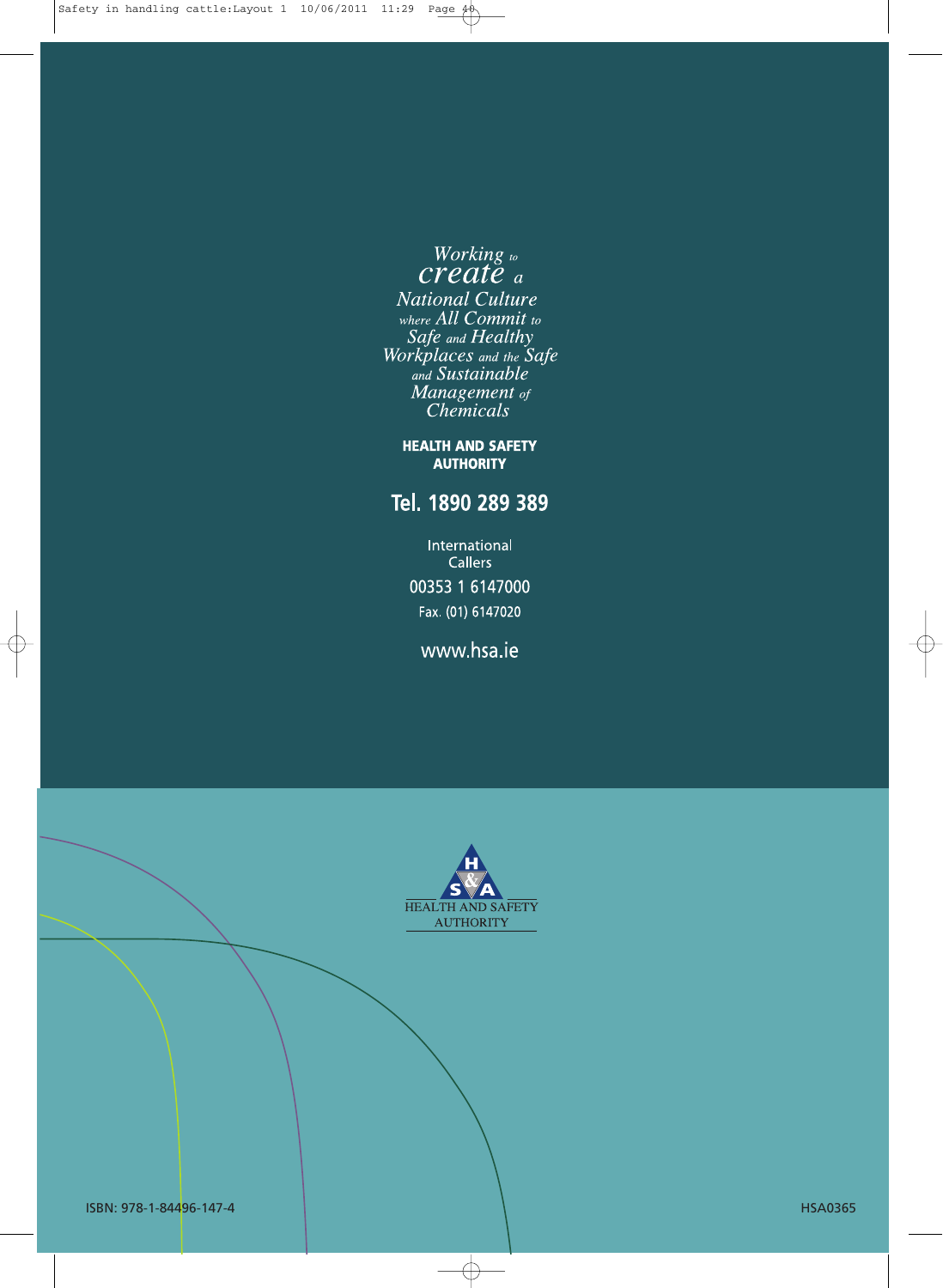*Working to create a National Culture where All Commit to Safe and Healthy Workplaces and the Safe and Sustainable Management of Chemicals*

**HEALTH AND SAFETY AUTHORITY**

**Tel. 1890 289 389**

International Callers

00353 1 6147000

Fax. (01) 6147020

www.hsa.ie

HEALTH AND SAFETY AUTHORITY

ISBN: 978-1-84496-147-4

HSA0365